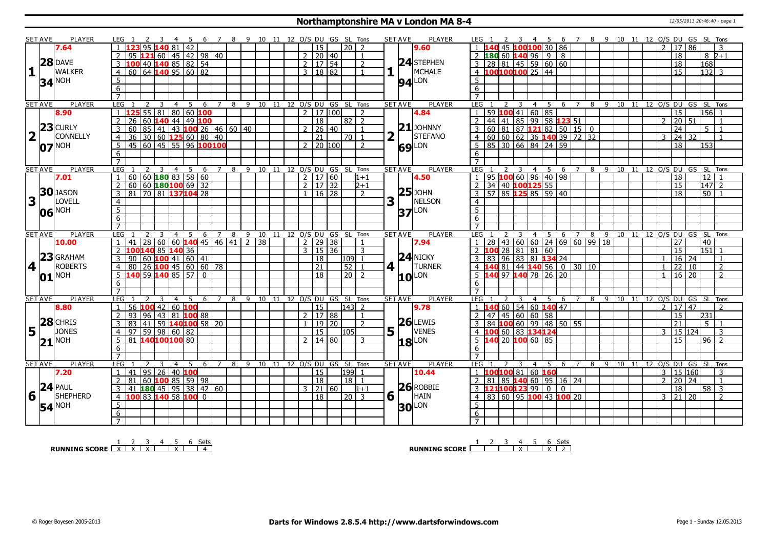# Northamptonshire MA v London MA 8-4

12/05/2013 20:46:40 - page 1

| SET AVE | PLAYER | LEG | 1 | 2 | 3 | 4 | 5 | 6 | 7 | 8 | 9 | 10 | 11 | 12 | O/S | DU | GS | SL | Tons | SET AVE | PLAYER | LEG | 1 | 2 | 3 | 4 | 5 | 6 | 7 | 8 | 9 | 10 | 11 | 12 | O/S | DU | GS | SL | Tons |
|---|---|---|---|---|---|---|---|---|---|---|---|---|---|---|---|---|---|---|---|---|---|---|---|---|---|---|---|---|---|---|---|---|---|---|---|---|---|---|---|
| 1 | 7.64 28 DAVE WALKER 34 NOH | 1 | 123 | 95 | 140 | 81 | 42 | | | | | | | | | 15 | | 20 | 2 | 1 | 9.60 24 STEPHEN MCHALE 94 LON | 1 | 140 | 45 | 100 | 100 | 30 | 86 | | | | | | | 2 | 17 | 86 | | 3 |
| | | 2 | 95 | 121 | 60 | 45 | 42 | 98 | 40 | | | | | | 2 | 20 | 40 | | 1 | | | 2 | 180 | 60 | 140 | 96 | 9 | 8 | | | | | | | | 18 | | 8 | 2+1 |
| | | 3 | 100 | 40 | 140 | 85 | 82 | 54 | | | | | | | 2 | 17 | 54 | | 2 | | | 3 | 28 | 81 | 45 | 59 | 60 | 60 | | | | | | | | 18 | | 168 | |
| | | 4 | 60 | 64 | 140 | 95 | 60 | 82 | | | | | | | 3 | 18 | 82 | | 1 | | | 4 | 100 | 100 | 100 | 25 | 44 | | | | | | | | | 15 | | 132 | 3 |
| 2 | 8.90 23 CURLY CONNELLY 07 NOH | 1 | 125 | 55 | 81 | 80 | 60 | 100 | | | | | | | 2 | 17 | 100 | | 2 | 2 | 4.84 21 JOHNNY STEFANO 69 LON | 1 | 59 | 100 | 41 | 60 | 85 | | | | | | | | | 15 | | 156 | 1 |
| | | 2 | 26 | 60 | 140 | 44 | 49 | 100 | | | | | | | | 18 | | 82 | 2 | | | 2 | 44 | 41 | 85 | 99 | 58 | 123 | 51 | | | | | | 2 | 20 | 51 | | 1 |
| | | 3 | 60 | 85 | 41 | 43 | 100 | 26 | 46 | 60 | 40 | | | | 2 | 26 | 40 | | 1 | | | 3 | 60 | 81 | 87 | 121 | 82 | 50 | 15 | 0 | | | | | | 24 | | 5 | 1 |
| | | 4 | 36 | 30 | 60 | 125 | 60 | 80 | 40 | | | | | | | 21 | | 70 | 1 | | | 4 | 60 | 60 | 62 | 36 | 140 | 39 | 72 | 32 | | | | | 3 | 24 | 32 | | 1 |
| | | 5 | 45 | 60 | 45 | 55 | 96 | 100 | 100 | | | | | | 2 | 20 | 100 | | 2 | | | 5 | 85 | 30 | 66 | 84 | 24 | 59 | | | | | | | | 18 | | 153 | |
| 3 | 7.01 30 JASON LOVELL 06 NOH | 1 | 60 | 60 | 180 | 83 | 58 | 60 | | | | | | | 2 | 17 | 60 | | 1+1 | 3 | 4.50 25 JOHN NELSON 37 LON | 1 | 95 | 100 | 60 | 96 | 40 | 98 | | | | | | | | 18 | | 12 | 1 |
| | | 2 | 60 | 60 | 180 | 100 | 69 | 32 | | | | | | | 2 | 17 | 32 | | 2+1 | | | 2 | 34 | 40 | 100 | 125 | 55 | | | | | | | | | 15 | | 147 | 2 |
| | | 3 | 81 | 70 | 81 | 137 | 104 | 28 | | | | | | | 1 | 16 | 28 | | 2 | | | 3 | 57 | 85 | 125 | 85 | 59 | 40 | | | | | | | | 18 | | 50 | 1 |
| 4 | 10.00 23 GRAHAM ROBERTS 01 NOH | 1 | 41 | 28 | 60 | 60 | 140 | 45 | 46 | 41 | 2 | 38 | | | 2 | 29 | 38 | | 1 | 4 | 7.94 24 NICKY TURNER 10 LON | 1 | 28 | 43 | 60 | 60 | 24 | 69 | 60 | 99 | 18 | | | | | 27 | | 40 | |
| | | 2 | 100 | 140 | 85 | 140 | 36 | | | | | | | | 3 | 15 | 36 | | 3 | | | 2 | 100 | 28 | 81 | 81 | 60 | | | | | | | | | 15 | | 151 | 1 |
| | | 3 | 90 | 60 | 100 | 41 | 60 | 41 | | | | | | | | 18 | | 109 | 1 | | | 3 | 83 | 96 | 83 | 81 | 134 | 24 | | | | | | | 1 | 16 | 24 | | 1 |
| | | 4 | 80 | 26 | 100 | 45 | 60 | 60 | 78 | | | | | | | 21 | | 52 | 1 | | | 4 | 140 | 81 | 44 | 140 | 56 | 0 | 30 | 10 | | | | | 1 | 22 | 10 | | 2 |
| | | 5 | 140 | 59 | 140 | 85 | 57 | 0 | | | | | | | | 18 | | 20 | 2 | | | 5 | 140 | 97 | 140 | 78 | 26 | 20 | | | | | | | 1 | 16 | 20 | | 2 |
| 5 | 8.80 28 CHRIS JONES 21 NOH | 1 | 56 | 100 | 42 | 60 | 100 | | | | | | | | | 15 | | 143 | 2 | 5 | 9.78 26 LEWIS VENES 18 LON | 1 | 140 | 60 | 54 | 60 | 140 | 47 | | | | | | | 2 | 17 | 47 | | 2 |
| | | 2 | 93 | 96 | 43 | 81 | 100 | 88 | | | | | | | 2 | 17 | 88 | | 1 | | | 2 | 47 | 45 | 60 | 60 | 58 | | | | | | | | | 15 | | 231 | |
| | | 3 | 83 | 41 | 59 | 140 | 100 | 58 | 20 | | | | | | 1 | 19 | 20 | | 2 | | | 3 | 84 | 100 | 60 | 99 | 48 | 50 | 55 | | | | | | | 21 | | 5 | 1 |
| | | 4 | 97 | 59 | 98 | 60 | 82 | | | | | | | | | 15 | | 105 | | | | 4 | 100 | 60 | 83 | 134 | 124 | | | | | | | | 3 | 15 | 124 | | 3 |
| | | 5 | 81 | 140 | 100 | 100 | 80 | | | | | | | | 2 | 14 | 80 | | 3 | | | 5 | 140 | 20 | 100 | 60 | 85 | | | | | | | | | 15 | | 96 | 2 |
| 6 | 7.20 24 PAUL SHEPHERD 54 NOH | 1 | 41 | 95 | 26 | 40 | 100 | | | | | | | | | 15 | | 199 | 1 | 6 | 10.44 26 ROBBIE HAIN 30 LON | 1 | 100 | 100 | 81 | 60 | 160 | | | | | | | | 3 | 15 | 160 | | 3 |
| | | 2 | 81 | 60 | 100 | 85 | 59 | 98 | | | | | | | | 18 | | 18 | 1 | | | 2 | 81 | 85 | 140 | 60 | 95 | 16 | 24 | | | | | | 2 | 20 | 24 | | 1 |
| | | 3 | 41 | 180 | 45 | 95 | 38 | 42 | 60 | | | | | | 3 | 21 | 60 | | 1+1 | | | 3 | 121 | 100 | 123 | 99 | 0 | 0 | | | | | | | | 18 | | 58 | 3 |
| | | 4 | 100 | 83 | 140 | 58 | 100 | 0 | | | | | | | | 18 | | 20 | 3 | | | 4 | 83 | 60 | 95 | 100 | 43 | 100 | 20 | | | | | | 3 | 21 | 20 | | 2 |

**RUNNING SCORE** (NOH): Sets 1 X, 2 X, 3 X, 4 –, 5 X, 6 – — 4

**RUNNING SCORE** (LON): Sets 1 –, 2 –, 3 –, 4 X, 5 –, 6 X — 2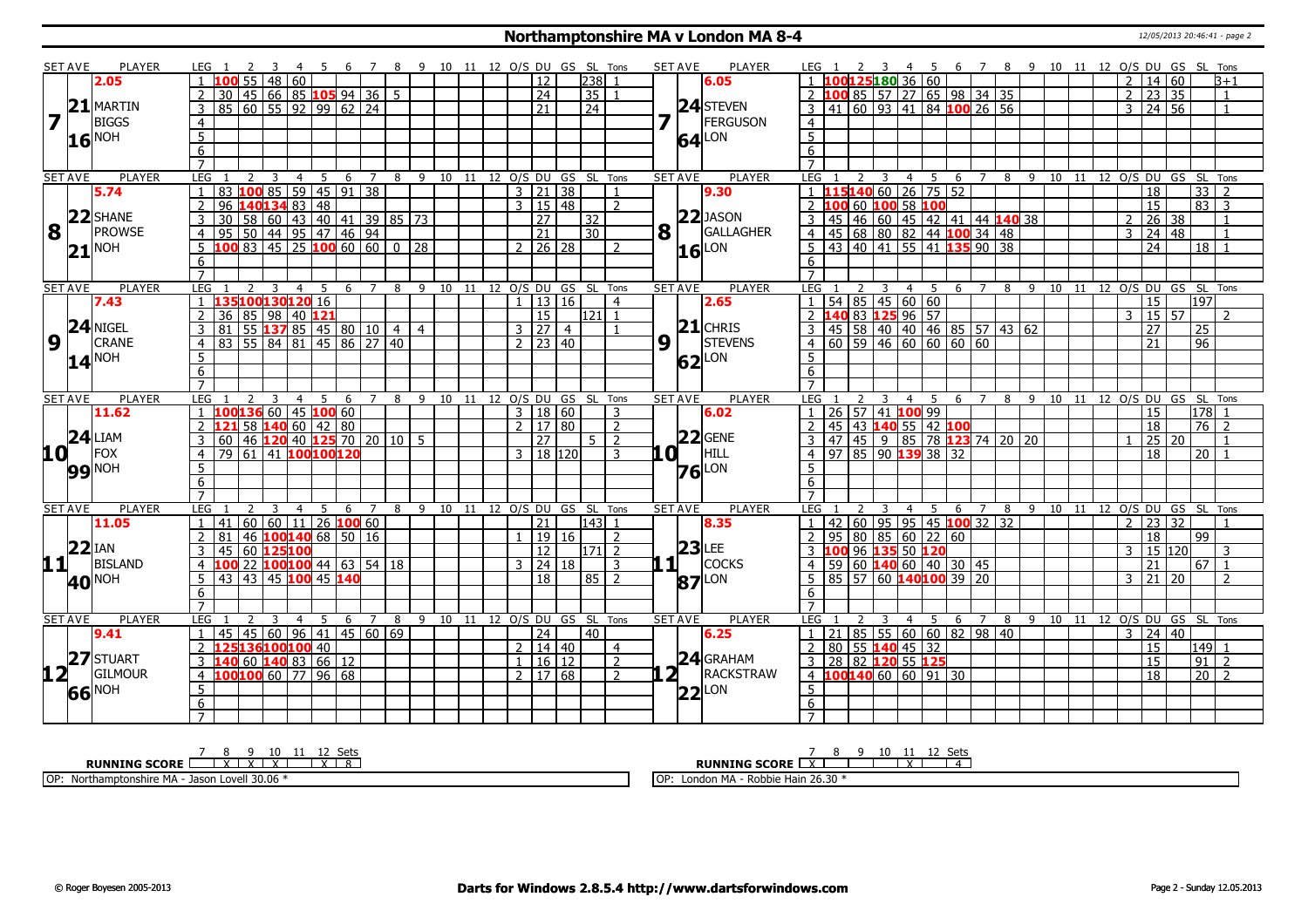# Northamptonshire MA v London MA 8-4

12/05/2013 20:46:41 - page 2

| SET AVE | PLAYER | LEG | 1 | 2 | 3 | 4 | 5 | 6 | 7 | 8 | 9 | 10 | 11 | 12 | O/S | DU | GS | SL | Tons | SET AVE | PLAYER | LEG | 1 | 2 | 3 | 4 | 5 | 6 | 7 | 8 | 9 | 10 | 11 | 12 | O/S | DU | GS | SL | Tons |
|---|---|---|---|---|---|---|---|---|---|---|---|---|---|---|---|---|---|---|---|---|---|---|---|---|---|---|---|---|---|---|---|---|---|---|---|---|---|---|---|
| 7 | 2.05 21 MARTIN BIGGS 16 NOH | 1 | 100 | 55 | 48 | 60 | | | | | | | | | | 12 | | 238 | 1 | 7 | 6.05 24 STEVEN FERGUSON 64 LON | 1 | 100 | 125 | 180 | 36 | 60 | | | | | | | | 2 | 14 | 60 | | 3+1 |
| | | 2 | 30 | 45 | 66 | 85 | 105 | 94 | 36 | 5 | | | | | | 24 | | 35 | 1 | | | 2 | 100 | 85 | 57 | 27 | 65 | 98 | 34 | 35 | | | | | 2 | 23 | 35 | | 1 |
| | | 3 | 85 | 60 | 55 | 92 | 99 | 62 | 24 | | | | | | | 21 | | 24 | | | | 3 | 41 | 60 | 93 | 41 | 84 | 100 | 26 | 56 | | | | | 3 | 24 | 56 | | 1 |
| 8 | 5.74 22 SHANE PROWSE 21 NOH | 1 | 83 | 100 | 85 | 59 | 45 | 91 | 38 | | | | | | 3 | 21 | 38 | | 1 | 8 | 9.30 22 JASON GALLAGHER 16 LON | 1 | 115 | 140 | 60 | 26 | 75 | 52 | | | | | | | | 18 | | 33 | 2 |
| | | 2 | 96 | 140 | 134 | 83 | 48 | | | | | | | | 3 | 15 | 48 | | 2 | | | 2 | 100 | 60 | 100 | 58 | 100 | | | | | | | | | 15 | | 83 | 3 |
| | | 3 | 30 | 58 | 60 | 43 | 40 | 41 | 39 | 85 | 73 | | | | | 27 | | 32 | | | | 3 | 45 | 46 | 60 | 45 | 42 | 41 | 44 | 140 | 38 | | | | 2 | 26 | 38 | | 1 |
| | | 4 | 95 | 50 | 44 | 95 | 47 | 46 | 94 | | | | | | | 21 | | 30 | | | | 4 | 45 | 68 | 80 | 82 | 44 | 100 | 34 | 48 | | | | | 3 | 24 | 48 | | 1 |
| | | 5 | 100 | 83 | 45 | 25 | 100 | 60 | 60 | 0 | 28 | | | | 2 | 26 | 28 | | 2 | | | 5 | 43 | 40 | 41 | 55 | 41 | 135 | 90 | 38 | | | | | | 24 | | 18 | 1 |
| 9 | 7.43 24 NIGEL CRANE 14 NOH | 1 | 135 | 100 | 130 | 120 | 16 | | | | | | | | 1 | 13 | 16 | | 4 | 9 | 2.65 21 CHRIS STEVENS 62 LON | 1 | 54 | 85 | 45 | 60 | 60 | | | | | | | | | 15 | | 197 | |
| | | 2 | 36 | 85 | 98 | 40 | 121 | | | | | | | | | 15 | | 121 | 1 | | | 2 | 140 | 83 | 125 | 96 | 57 | | | | | | | | 3 | 15 | 57 | | 2 |
| | | 3 | 81 | 55 | 137 | 85 | 45 | 80 | 10 | 4 | 4 | | | | 3 | 27 | 4 | | 1 | | | 3 | 45 | 58 | 40 | 40 | 46 | 85 | 57 | 43 | 62 | | | | | 27 | | 25 | |
| | | 4 | 83 | 55 | 84 | 81 | 45 | 86 | 27 | 40 | | | | | 2 | 23 | 40 | | | | | 4 | 60 | 59 | 46 | 60 | 60 | 60 | 60 | | | | | | | 21 | | 96 | |
| 10 | 11.62 24 LIAM FOX 99 NOH | 1 | 100 | 136 | 60 | 45 | 100 | 60 | | | | | | | 3 | 18 | 60 | | 3 | 10 | 6.02 22 GENE HILL 76 LON | 1 | 26 | 57 | 41 | 100 | 99 | | | | | | | | | 15 | | 178 | 1 |
| | | 2 | 121 | 58 | 140 | 60 | 42 | 80 | | | | | | | 2 | 17 | 80 | | 2 | | | 2 | 45 | 43 | 140 | 55 | 42 | 100 | | | | | | | | 18 | | 76 | 2 |
| | | 3 | 60 | 46 | 120 | 40 | 125 | 70 | 20 | 10 | 5 | | | | | 27 | | 5 | 2 | | | 3 | 47 | 45 | 9 | 85 | 78 | 123 | 74 | 20 | 20 | | | | 1 | 25 | 20 | | 1 |
| | | 4 | 79 | 61 | 41 | 100 | 100 | 120 | | | | | | | 3 | 18 | 120 | | 3 | | | 4 | 97 | 85 | 90 | 139 | 38 | 32 | | | | | | | | 18 | | 20 | 1 |
| 11 | 11.05 22 IAN BISLAND 40 NOH | 1 | 41 | 60 | 60 | 11 | 26 | 100 | 60 | | | | | | | 21 | | 143 | 1 | 11 | 8.35 23 LEE COCKS 87 LON | 1 | 42 | 60 | 95 | 95 | 45 | 100 | 32 | 32 | | | | | 2 | 23 | 32 | | 1 |
| | | 2 | 81 | 46 | 100 | 140 | 68 | 50 | 16 | | | | | | 1 | 19 | 16 | | 2 | | | 2 | 95 | 80 | 85 | 60 | 22 | 60 | | | | | | | | 18 | | 99 | |
| | | 3 | 45 | 60 | 125 | 100 | | | | | | | | | | 12 | | 171 | 2 | | | 3 | 100 | 96 | 135 | 50 | 120 | | | | | | | | 3 | 15 | 120 | | 3 |
| | | 4 | 100 | 22 | 100 | 100 | 44 | 63 | 54 | 18 | | | | | 3 | 24 | 18 | | 3 | | | 4 | 59 | 60 | 140 | 60 | 40 | 30 | 45 | | | | | | | 21 | | 67 | 1 |
| | | 5 | 43 | 43 | 45 | 100 | 45 | 140 | | | | | | | | 18 | | 85 | 2 | | | 5 | 85 | 57 | 60 | 140 | 100 | 39 | 20 | | | | | | 3 | 21 | 20 | | 2 |
| 12 | 9.41 27 STUART GILMOUR 66 NOH | 1 | 45 | 45 | 60 | 96 | 41 | 45 | 60 | 69 | | | | | | 24 | | 40 | | 12 | 6.25 24 GRAHAM RACKSTRAW 22 LON | 1 | 21 | 85 | 55 | 60 | 60 | 82 | 98 | 40 | | | | | 3 | 24 | 40 | | |
| | | 2 | 125 | 136 | 100 | 100 | 40 | | | | | | | | 2 | 14 | 40 | | 4 | | | 2 | 80 | 55 | 140 | 45 | 32 | | | | | | | | | 15 | | 149 | 1 |
| | | 3 | 140 | 60 | 140 | 83 | 66 | 12 | | | | | | | 1 | 16 | 12 | | 2 | | | 3 | 28 | 82 | 120 | 55 | 125 | | | | | | | | | 15 | | 91 | 2 |
| | | 4 | 100 | 100 | 60 | 77 | 96 | 68 | | | | | | | 2 | 17 | 68 | | 2 | | | 4 | 100 | 140 | 60 | 60 | 91 | 30 | | | | | | | | 18 | | 20 | 2 |

| RUNNING SCORE | 7 | 8 | 9 | 10 | 11 | 12 | Sets |
|---|---|---|---|---|---|---|---|
| Northamptonshire MA | | X | X | X | | X | 8 |
| London MA | X | | | | X | | 4 |

OP: Northamptonshire MA - Jason Lovell 30.06 *

OP: London MA - Robbie Hain 26.30 *

© Roger Boyesen 2005-2013 | Darts for Windows 2.8.5.4 http://www.dartsforwindows.com | Page 2 - Sunday 12.05.2013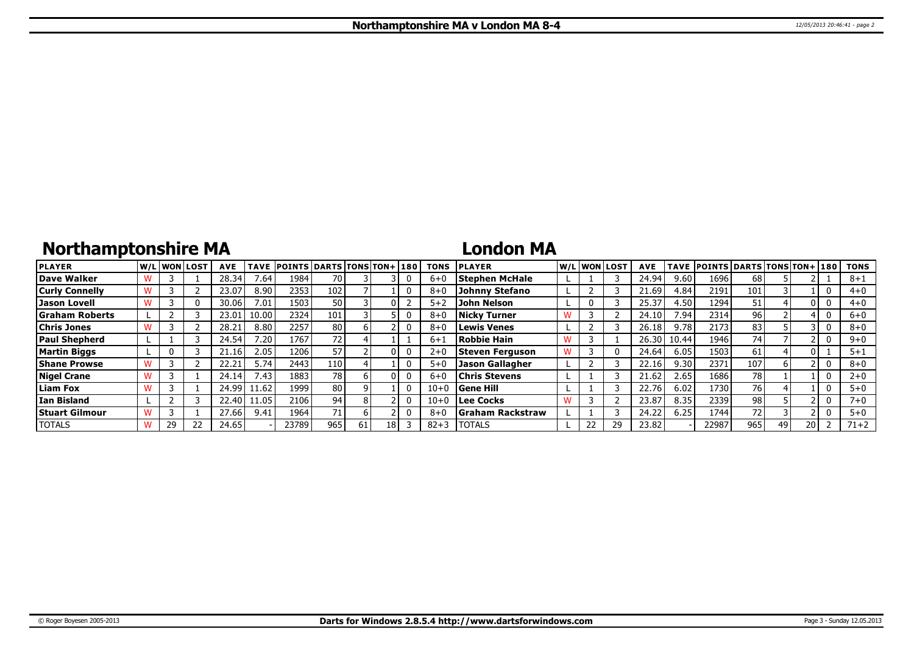# Northamptonshire MA v London MA 8-4

## Northamptonshire MA

| PLAYER | W/L | WON | LOST | AVE | TAVE | POINTS | DARTS | TONS | TON+ | 180 | TONS |
|---|---|---|---|---|---|---|---|---|---|---|---|
| Dave Walker | W | 3 | 1 | 28.34 | 7.64 | 1984 | 70 | 3 | 3 | 0 | 6+0 |
| Curly Connelly | W | 3 | 2 | 23.07 | 8.90 | 2353 | 102 | 7 | 1 | 0 | 8+0 |
| Jason Lovell | W | 3 | 0 | 30.06 | 7.01 | 1503 | 50 | 3 | 0 | 2 | 5+2 |
| Graham Roberts | L | 2 | 3 | 23.01 | 10.00 | 2324 | 101 | 3 | 5 | 0 | 8+0 |
| Chris Jones | W | 3 | 2 | 28.21 | 8.80 | 2257 | 80 | 6 | 2 | 0 | 8+0 |
| Paul Shepherd | L | 1 | 3 | 24.54 | 7.20 | 1767 | 72 | 4 | 1 | 1 | 6+1 |
| Martin Biggs | L | 0 | 3 | 21.16 | 2.05 | 1206 | 57 | 2 | 0 | 0 | 2+0 |
| Shane Prowse | W | 3 | 2 | 22.21 | 5.74 | 2443 | 110 | 4 | 1 | 0 | 5+0 |
| Nigel Crane | W | 3 | 1 | 24.14 | 7.43 | 1883 | 78 | 6 | 0 | 0 | 6+0 |
| Liam Fox | W | 3 | 1 | 24.99 | 11.62 | 1999 | 80 | 9 | 1 | 0 | 10+0 |
| Ian Bisland | L | 2 | 3 | 22.40 | 11.05 | 2106 | 94 | 8 | 2 | 0 | 10+0 |
| Stuart Gilmour | W | 3 | 1 | 27.66 | 9.41 | 1964 | 71 | 6 | 2 | 0 | 8+0 |
| TOTALS | W | 29 | 22 | 24.65 | - | 23789 | 965 | 61 | 18 | 3 | 82+3 |

## London MA

| PLAYER | W/L | WON | LOST | AVE | TAVE | POINTS | DARTS | TONS | TON+ | 180 | TONS |
|---|---|---|---|---|---|---|---|---|---|---|---|
| Stephen McHale | L | 1 | 3 | 24.94 | 9.60 | 1696 | 68 | 5 | 2 | 1 | 8+1 |
| Johnny Stefano | L | 2 | 3 | 21.69 | 4.84 | 2191 | 101 | 3 | 1 | 0 | 4+0 |
| John Nelson | L | 0 | 3 | 25.37 | 4.50 | 1294 | 51 | 4 | 0 | 0 | 4+0 |
| Nicky Turner | W | 3 | 2 | 24.10 | 7.94 | 2314 | 96 | 2 | 4 | 0 | 6+0 |
| Lewis Venes | L | 2 | 3 | 26.18 | 9.78 | 2173 | 83 | 5 | 3 | 0 | 8+0 |
| Robbie Hain | W | 3 | 1 | 26.30 | 10.44 | 1946 | 74 | 7 | 2 | 0 | 9+0 |
| Steven Ferguson | W | 3 | 0 | 24.64 | 6.05 | 1503 | 61 | 4 | 0 | 1 | 5+1 |
| Jason Gallagher | L | 2 | 3 | 22.16 | 9.30 | 2371 | 107 | 6 | 2 | 0 | 8+0 |
| Chris Stevens | L | 1 | 3 | 21.62 | 2.65 | 1686 | 78 | 1 | 1 | 0 | 2+0 |
| Gene Hill | L | 1 | 3 | 22.76 | 6.02 | 1730 | 76 | 4 | 1 | 0 | 5+0 |
| Lee Cocks | W | 3 | 2 | 23.87 | 8.35 | 2339 | 98 | 5 | 2 | 0 | 7+0 |
| Graham Rackstraw | L | 1 | 3 | 24.22 | 6.25 | 1744 | 72 | 3 | 2 | 0 | 5+0 |
| TOTALS | L | 22 | 29 | 23.82 | - | 22987 | 965 | 49 | 20 | 2 | 71+2 |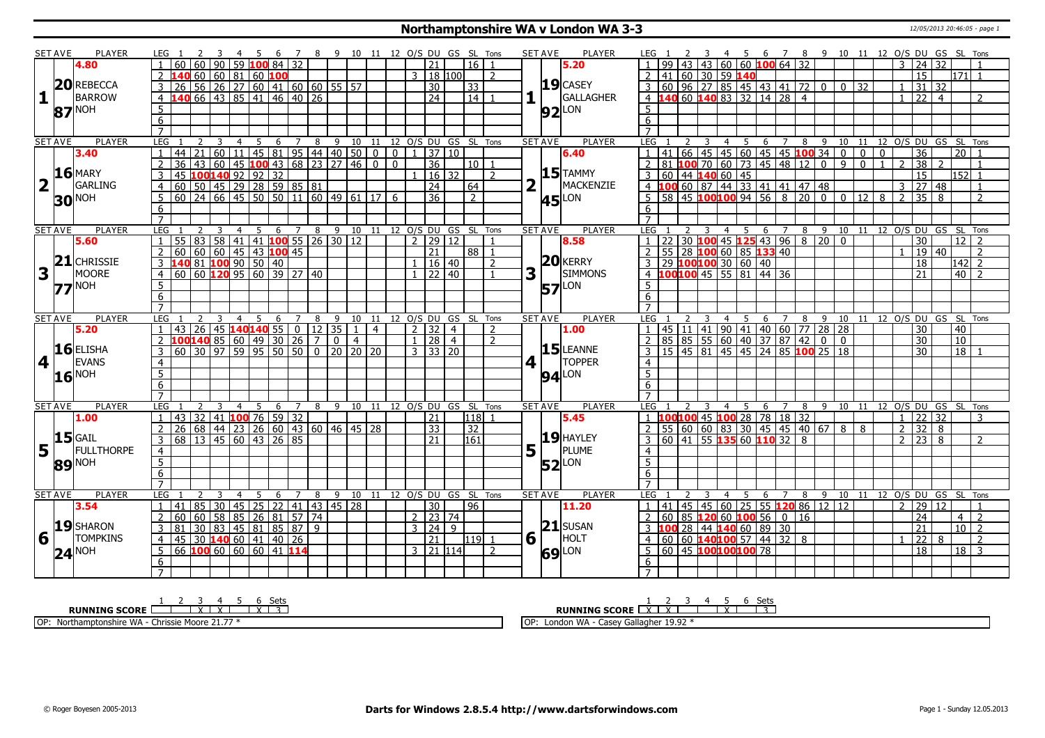# Northamptonshire WA v London WA 3-3

12/05/2013 20:46:05 - page 1

## Set 1

| SET AVE | PLAYER | LEG | 1 | 2 | 3 | 4 | 5 | 6 | 7 | 8 | 9 | 10 | 11 | 12 | O/S | DU | GS | SL | Tons |
|---|---|---|---|---|---|---|---|---|---|---|---|---|---|---|---|---|---|---|---|
| 4.80 | 20 REBECCA BARROW 87 NOH | 1 | 60 | 60 | 90 | 59 | 100 | 84 | 32 | | | | | | | 21 | | 16 | 1 |
| | | 2 | 140 | 60 | 60 | 81 | 60 | 100 | | | | | | | 3 | 18 | 100 | | 2 |
| | | 3 | 26 | 56 | 26 | 27 | 60 | 41 | 60 | 60 | 55 | 57 | | | | 30 | | 33 | |
| | | 4 | 140 | 66 | 43 | 85 | 41 | 46 | 40 | 26 | | | | | | 24 | | 14 | 1 |

| SET AVE | PLAYER | LEG | 1 | 2 | 3 | 4 | 5 | 6 | 7 | 8 | 9 | 10 | 11 | 12 | O/S | DU | GS | SL | Tons |
|---|---|---|---|---|---|---|---|---|---|---|---|---|---|---|---|---|---|---|---|
| 5.20 | 19 CASEY GALLAGHER 92 LON | 1 | 99 | 43 | 43 | 60 | 60 | 100 | 64 | 32 | | | | | 3 | 24 | 32 | | 1 |
| | | 2 | 41 | 60 | 30 | 59 | 140 | | | | | | | | | 15 | | 171 | 1 |
| | | 3 | 60 | 96 | 27 | 85 | 45 | 43 | 41 | 72 | 0 | 0 | 32 | | 1 | 31 | 32 | | |
| | | 4 | 140 | 60 | 140 | 83 | 32 | 14 | 28 | 4 | | | | | 1 | 22 | 4 | | 2 |

## Set 2

| SET AVE | PLAYER | LEG | 1 | 2 | 3 | 4 | 5 | 6 | 7 | 8 | 9 | 10 | 11 | 12 | O/S | DU | GS | SL | Tons |
|---|---|---|---|---|---|---|---|---|---|---|---|---|---|---|---|---|---|---|---|
| 3.40 | 16 MARY GARLING 30 NOH | 1 | 44 | 21 | 60 | 11 | 45 | 81 | 95 | 44 | 40 | 50 | 0 | 0 | 1 | 37 | 10 | | |
| | | 2 | 36 | 43 | 60 | 45 | 100 | 43 | 68 | 23 | 27 | 46 | 0 | 0 | | 36 | | 10 | 1 |
| | | 3 | 45 | 100 | 140 | 92 | 92 | 32 | | | | | | | 1 | 16 | 32 | | 2 |
| | | 4 | 60 | 50 | 45 | 29 | 28 | 59 | 85 | 81 | | | | | | 24 | | 64 | |
| | | 5 | 60 | 24 | 66 | 45 | 50 | 50 | 11 | 60 | 49 | 61 | 17 | 6 | | 36 | | 2 | |

| SET AVE | PLAYER | LEG | 1 | 2 | 3 | 4 | 5 | 6 | 7 | 8 | 9 | 10 | 11 | 12 | O/S | DU | GS | SL | Tons |
|---|---|---|---|---|---|---|---|---|---|---|---|---|---|---|---|---|---|---|---|
| 6.40 | 15 TAMMY MACKENZIE 45 LON | 1 | 41 | 66 | 45 | 45 | 60 | 45 | 45 | 100 | 34 | 0 | 0 | 0 | | 36 | | 20 | 1 |
| | | 2 | 81 | 100 | 70 | 60 | 73 | 45 | 48 | 12 | 0 | 9 | 0 | 1 | 2 | 38 | 2 | | 1 |
| | | 3 | 60 | 44 | 140 | 60 | 45 | | | | | | | | | 15 | | 152 | 1 |
| | | 4 | 100 | 60 | 87 | 44 | 33 | 41 | 41 | 47 | 48 | | | | 3 | 27 | 48 | | 1 |
| | | 5 | 58 | 45 | 100 | 100 | 94 | 56 | 8 | 20 | 0 | 0 | 12 | 8 | 2 | 35 | 8 | | 2 |

## Set 3

| SET AVE | PLAYER | LEG | 1 | 2 | 3 | 4 | 5 | 6 | 7 | 8 | 9 | 10 | 11 | 12 | O/S | DU | GS | SL | Tons |
|---|---|---|---|---|---|---|---|---|---|---|---|---|---|---|---|---|---|---|---|
| 5.60 | 21 CHRISSIE MOORE 77 NOH | 1 | 55 | 83 | 58 | 41 | 41 | 100 | 55 | 26 | 30 | 12 | | | 2 | 29 | 12 | | 1 |
| | | 2 | 60 | 60 | 60 | 45 | 43 | 100 | 45 | | | | | | | 21 | | 88 | 1 |
| | | 3 | 140 | 81 | 100 | 90 | 50 | 40 | | | | | | | 1 | 16 | 40 | | 2 |
| | | 4 | 60 | 60 | 120 | 95 | 60 | 39 | 27 | 40 | | | | | 1 | 22 | 40 | | 1 |

| SET AVE | PLAYER | LEG | 1 | 2 | 3 | 4 | 5 | 6 | 7 | 8 | 9 | 10 | 11 | 12 | O/S | DU | GS | SL | Tons |
|---|---|---|---|---|---|---|---|---|---|---|---|---|---|---|---|---|---|---|---|
| 8.58 | 20 KERRY SIMMONS 57 LON | 1 | 22 | 30 | 100 | 45 | 125 | 43 | 96 | 8 | 20 | 0 | | | | 30 | | 12 | 2 |
| | | 2 | 55 | 28 | 100 | 60 | 85 | 133 | 40 | | | | | | 1 | 19 | 40 | | 2 |
| | | 3 | 29 | 100 | 100 | 30 | 60 | 40 | | | | | | | | 18 | | 142 | 2 |
| | | 4 | 100 | 100 | 45 | 55 | 81 | 44 | 36 | | | | | | | 21 | | 40 | 2 |

## Set 4

| SET AVE | PLAYER | LEG | 1 | 2 | 3 | 4 | 5 | 6 | 7 | 8 | 9 | 10 | 11 | 12 | O/S | DU | GS | SL | Tons |
|---|---|---|---|---|---|---|---|---|---|---|---|---|---|---|---|---|---|---|---|
| 5.20 | 16 ELISHA EVANS 16 NOH | 1 | 43 | 26 | 45 | 140 | 140 | 55 | 0 | 12 | 35 | 1 | 4 | | 2 | 32 | 4 | | 2 |
| | | 2 | 100 | 140 | 85 | 60 | 49 | 30 | 26 | 7 | 0 | 4 | | | 1 | 28 | 4 | | 2 |
| | | 3 | 60 | 30 | 97 | 59 | 95 | 50 | 50 | 0 | 20 | 20 | 20 | | 3 | 33 | 20 | | |

| SET AVE | PLAYER | LEG | 1 | 2 | 3 | 4 | 5 | 6 | 7 | 8 | 9 | 10 | 11 | 12 | O/S | DU | GS | SL | Tons |
|---|---|---|---|---|---|---|---|---|---|---|---|---|---|---|---|---|---|---|---|
| 1.00 | 15 LEANNE TOPPER 94 LON | 1 | 45 | 11 | 41 | 90 | 41 | 40 | 60 | 77 | 28 | 28 | | | | 30 | | 40 | |
| | | 2 | 85 | 85 | 55 | 60 | 40 | 37 | 87 | 42 | 0 | 0 | | | | 30 | | 10 | |
| | | 3 | 15 | 45 | 81 | 45 | 45 | 24 | 85 | 100 | 25 | 18 | | | | 30 | | 18 | 1 |

## Set 5

| SET AVE | PLAYER | LEG | 1 | 2 | 3 | 4 | 5 | 6 | 7 | 8 | 9 | 10 | 11 | 12 | O/S | DU | GS | SL | Tons |
|---|---|---|---|---|---|---|---|---|---|---|---|---|---|---|---|---|---|---|---|
| 1.00 | 15 GAIL FULLTHORPE 89 NOH | 1 | 43 | 32 | 41 | 100 | 76 | 59 | 32 | | | | | | | 21 | | 118 | 1 |
| | | 2 | 26 | 68 | 44 | 23 | 26 | 60 | 43 | 60 | 46 | 45 | 28 | | | 33 | | 32 | |
| | | 3 | 68 | 13 | 45 | 60 | 43 | 26 | 85 | | | | | | | 21 | | 161 | |

| SET AVE | PLAYER | LEG | 1 | 2 | 3 | 4 | 5 | 6 | 7 | 8 | 9 | 10 | 11 | 12 | O/S | DU | GS | SL | Tons |
|---|---|---|---|---|---|---|---|---|---|---|---|---|---|---|---|---|---|---|---|
| 5.45 | 19 HAYLEY PLUME 52 LON | 1 | 100 | 100 | 45 | 100 | 28 | 78 | 18 | 32 | | | | | 1 | 22 | 32 | | 3 |
| | | 2 | 55 | 60 | 60 | 83 | 30 | 45 | 45 | 40 | 67 | 8 | 8 | | 2 | 32 | 8 | | |
| | | 3 | 60 | 41 | 55 | 135 | 60 | 110 | 32 | 8 | | | | | 2 | 23 | 8 | | 2 |

## Set 6

| SET AVE | PLAYER | LEG | 1 | 2 | 3 | 4 | 5 | 6 | 7 | 8 | 9 | 10 | 11 | 12 | O/S | DU | GS | SL | Tons |
|---|---|---|---|---|---|---|---|---|---|---|---|---|---|---|---|---|---|---|---|
| 3.54 | 19 SHARON TOMPKINS 24 NOH | 1 | 41 | 85 | 30 | 45 | 25 | 22 | 41 | 43 | 45 | 28 | | | | 30 | | 96 | |
| | | 2 | 60 | 60 | 58 | 85 | 26 | 81 | 57 | 74 | | | | | 2 | 23 | 74 | | |
| | | 3 | 81 | 30 | 83 | 45 | 81 | 85 | 87 | 9 | | | | | 3 | 24 | 9 | | |
| | | 4 | 45 | 30 | 140 | 60 | 41 | 40 | 26 | | | | | | | 21 | | 119 | 1 |
| | | 5 | 66 | 100 | 60 | 60 | 60 | 41 | 114 | | | | | | 3 | 21 | 114 | | 2 |

| SET AVE | PLAYER | LEG | 1 | 2 | 3 | 4 | 5 | 6 | 7 | 8 | 9 | 10 | 11 | 12 | O/S | DU | GS | SL | Tons |
|---|---|---|---|---|---|---|---|---|---|---|---|---|---|---|---|---|---|---|---|
| 11.20 | 21 SUSAN HOLT 69 LON | 1 | 41 | 45 | 45 | 60 | 25 | 55 | 120 | 86 | 12 | 12 | | | 2 | 29 | 12 | | 1 |
| | | 2 | 60 | 85 | 120 | 60 | 100 | 56 | 0 | 16 | | | | | | 24 | | 4 | 2 |
| | | 3 | 100 | 28 | 44 | 140 | 60 | 89 | 30 | | | | | | | 21 | | 10 | 2 |
| | | 4 | 60 | 60 | 140 | 100 | 57 | 44 | 32 | 8 | | | | | 1 | 22 | 8 | | 2 |
| | | 5 | 60 | 45 | 100 | 100 | 100 | 78 | | | | | | | | 18 | | 18 | 3 |

## Running Score

| RUNNING SCORE | 1 | 2 | 3 | 4 | 5 | 6 | Sets |
|---|---|---|---|---|---|---|---|
| Northamptonshire WA | | X | X | | | X | 3 |
| London WA | X | X | | | X | | 3 |

OP: Northamptonshire WA - Chrissie Moore 21.77 *

OP: London WA - Casey Gallagher 19.92 *

© Roger Boyesen 2005-2013 **Darts for Windows 2.8.5.4 http://www.dartsforwindows.com** Page 1 - Sunday 12.05.2013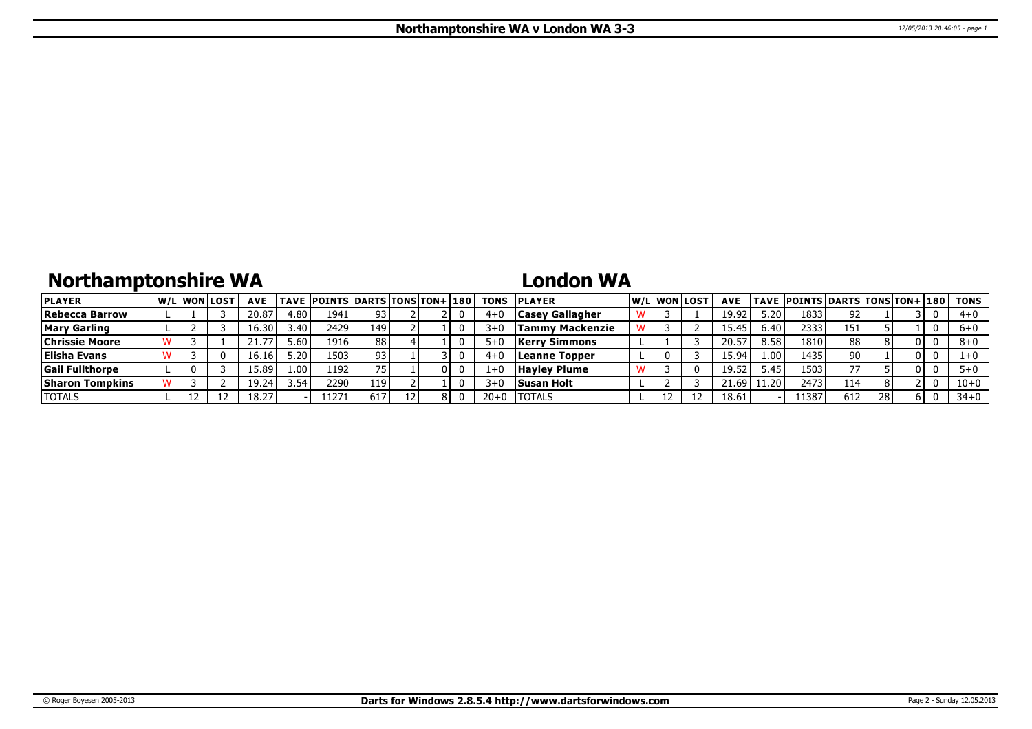# Northamptonshire WA v London WA 3-3

## Northamptonshire WA

| PLAYER | W/L | WON | LOST | AVE | TAVE | POINTS | DARTS | TONS | TON+ | 180 | TONS |
|---|---|---|---|---|---|---|---|---|---|---|---|
| Rebecca Barrow | L | 1 | 3 | 20.87 | 4.80 | 1941 | 93 | 2 | 2 | 0 | 4+0 |
| Mary Garling | L | 2 | 3 | 16.30 | 3.40 | 2429 | 149 | 2 | 1 | 0 | 3+0 |
| Chrissie Moore | W | 3 | 1 | 21.77 | 5.60 | 1916 | 88 | 4 | 1 | 0 | 5+0 |
| Elisha Evans | W | 3 | 0 | 16.16 | 5.20 | 1503 | 93 | 1 | 3 | 0 | 4+0 |
| Gail Fullthorpe | L | 0 | 3 | 15.89 | 1.00 | 1192 | 75 | 1 | 0 | 0 | 1+0 |
| Sharon Tompkins | W | 3 | 2 | 19.24 | 3.54 | 2290 | 119 | 2 | 1 | 0 | 3+0 |
| TOTALS | L | 12 | 12 | 18.27 | - | 11271 | 617 | 12 | 8 | 0 | 20+0 |

## London WA

| PLAYER | W/L | WON | LOST | AVE | TAVE | POINTS | DARTS | TONS | TON+ | 180 | TONS |
|---|---|---|---|---|---|---|---|---|---|---|---|
| Casey Gallagher | W | 3 | 1 | 19.92 | 5.20 | 1833 | 92 | 1 | 3 | 0 | 4+0 |
| Tammy Mackenzie | W | 3 | 2 | 15.45 | 6.40 | 2333 | 151 | 5 | 1 | 0 | 6+0 |
| Kerry Simmons | L | 1 | 3 | 20.57 | 8.58 | 1810 | 88 | 8 | 0 | 0 | 8+0 |
| Leanne Topper | L | 0 | 3 | 15.94 | 1.00 | 1435 | 90 | 1 | 0 | 0 | 1+0 |
| Hayley Plume | W | 3 | 0 | 19.52 | 5.45 | 1503 | 77 | 5 | 0 | 0 | 5+0 |
| Susan Holt | L | 2 | 3 | 21.69 | 11.20 | 2473 | 114 | 8 | 2 | 0 | 10+0 |
| TOTALS | L | 12 | 12 | 18.61 | - | 11387 | 612 | 28 | 6 | 0 | 34+0 |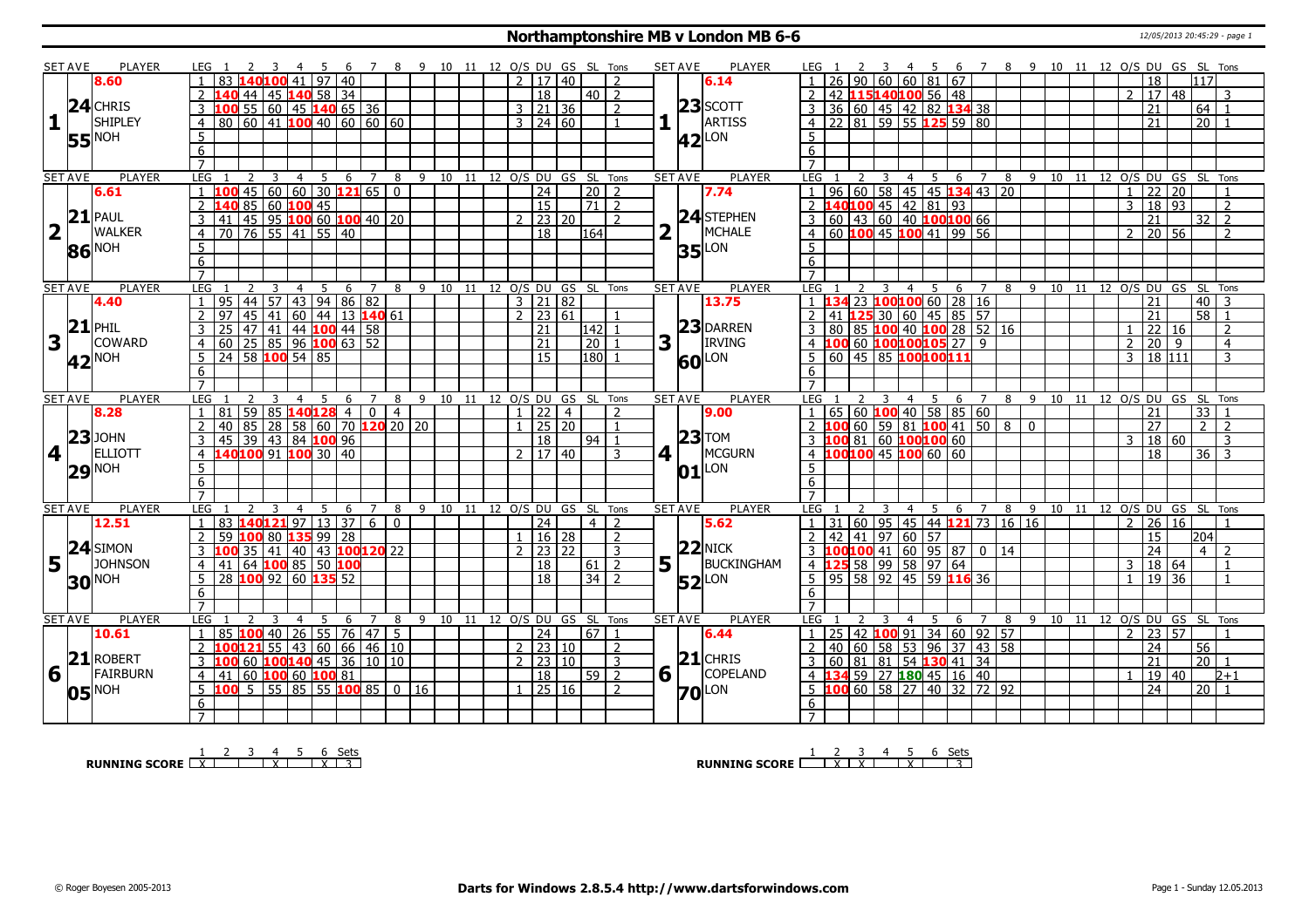# Northamptonshire MB v London MB 6-6

## Set 1

| SET AVE | PLAYER | LEG | 1 | 2 | 3 | 4 | 5 | 6 | 7 | 8 | 9 | 10 | 11 | 12 | O/S | DU | GS | SL | Tons |
|---|---|---|---|---|---|---|---|---|---|---|---|---|---|---|---|---|---|---|---|
| 8.60 | CHRIS SHIPLEY | 1 | 83 | 140 | 100 | 41 | 97 | 40 | | | | | | | 2 | 17 | 40 | | 2 |
| 24.55 | NOH | 2 | 140 | 44 | 45 | 140 | 58 | 34 | | | | | | | | 18 | | 40 | 2 |
| | | 3 | 100 | 55 | 60 | 45 | 140 | 65 | 36 | | | | | | 3 | 21 | 36 | | 2 |
| | | 4 | 80 | 60 | 41 | 100 | 40 | 60 | 60 | 60 | | | | | 3 | 24 | 60 | | 1 |

| SET AVE | PLAYER | LEG | 1 | 2 | 3 | 4 | 5 | 6 | 7 | 8 | 9 | 10 | 11 | 12 | O/S | DU | GS | SL | Tons |
|---|---|---|---|---|---|---|---|---|---|---|---|---|---|---|---|---|---|---|---|
| 6.14 | SCOTT ARTISS | 1 | 26 | 90 | 60 | 60 | 81 | 67 | | | | | | | | 18 | | 117 | |
| 23.42 | LON | 2 | 42 | 115 | 140 | 100 | 56 | 48 | | | | | | | 2 | 17 | 48 | | 3 |
| | | 3 | 36 | 60 | 45 | 42 | 82 | 134 | 38 | | | | | | | 21 | | 64 | 1 |
| | | 4 | 22 | 81 | 59 | 55 | 125 | 59 | 80 | | | | | | | 21 | | 20 | 1 |

## Set 2

| SET AVE | PLAYER | LEG | 1 | 2 | 3 | 4 | 5 | 6 | 7 | 8 | 9 | 10 | 11 | 12 | O/S | DU | GS | SL | Tons |
|---|---|---|---|---|---|---|---|---|---|---|---|---|---|---|---|---|---|---|---|
| 6.61 | PAUL WALKER | 1 | 100 | 45 | 60 | 60 | 30 | 121 | 65 | 0 | | | | | | 24 | | 20 | 2 |
| 21.86 | NOH | 2 | 140 | 85 | 60 | 100 | 45 | | | | | | | | | 15 | | 71 | 2 |
| | | 3 | 41 | 45 | 95 | 100 | 60 | 100 | 40 | 20 | | | | | 2 | 23 | 20 | | 2 |
| | | 4 | 70 | 76 | 55 | 41 | 55 | 40 | | | | | | | | 18 | | 164 | |

| SET AVE | PLAYER | LEG | 1 | 2 | 3 | 4 | 5 | 6 | 7 | 8 | 9 | 10 | 11 | 12 | O/S | DU | GS | SL | Tons |
|---|---|---|---|---|---|---|---|---|---|---|---|---|---|---|---|---|---|---|---|
| 7.74 | STEPHEN MCHALE | 1 | 96 | 60 | 58 | 45 | 45 | 134 | 43 | 20 | | | | | 1 | 22 | 20 | | 1 |
| 24.35 | LON | 2 | 140 | 100 | 45 | 42 | 81 | 93 | | | | | | | 3 | 18 | 93 | | 2 |
| | | 3 | 60 | 43 | 60 | 40 | 100 | 100 | 66 | | | | | | | 21 | | 32 | 2 |
| | | 4 | 60 | 100 | 45 | 100 | 41 | 99 | 56 | | | | | | 2 | 20 | 56 | | 2 |

## Set 3

| SET AVE | PLAYER | LEG | 1 | 2 | 3 | 4 | 5 | 6 | 7 | 8 | 9 | 10 | 11 | 12 | O/S | DU | GS | SL | Tons |
|---|---|---|---|---|---|---|---|---|---|---|---|---|---|---|---|---|---|---|---|
| 4.40 | PHIL COWARD | 1 | 95 | 44 | 57 | 43 | 94 | 86 | 82 | | | | | | 3 | 21 | 82 | | |
| 21.42 | NOH | 2 | 97 | 45 | 41 | 60 | 44 | 13 | 140 | 61 | | | | | 2 | 23 | 61 | | 1 |
| | | 3 | 25 | 47 | 41 | 44 | 100 | 44 | 58 | | | | | | | 21 | | 142 | 1 |
| | | 4 | 60 | 25 | 85 | 96 | 100 | 63 | 52 | | | | | | | 21 | | 20 | 1 |
| | | 5 | 24 | 58 | 100 | 54 | 85 | | | | | | | | | 15 | | 180 | 1 |

| SET AVE | PLAYER | LEG | 1 | 2 | 3 | 4 | 5 | 6 | 7 | 8 | 9 | 10 | 11 | 12 | O/S | DU | GS | SL | Tons |
|---|---|---|---|---|---|---|---|---|---|---|---|---|---|---|---|---|---|---|---|
| 13.75 | DARREN IRVING | 1 | 134 | 23 | 100 | 100 | 60 | 28 | 16 | | | | | | | 21 | | 40 | 3 |
| 23.60 | LON | 2 | 41 | 125 | 30 | 60 | 45 | 85 | 57 | | | | | | | 21 | | 58 | 1 |
| | | 3 | 80 | 85 | 100 | 40 | 100 | 28 | 52 | 16 | | | | | 1 | 22 | 16 | | 2 |
| | | 4 | 100 | 60 | 100 | 100 | 105 | 27 | 9 | | | | | | 2 | 20 | 9 | | 4 |
| | | 5 | 60 | 45 | 85 | 100 | 100 | 111 | | | | | | | 3 | 18 | 111 | | 3 |

## Set 4

| SET AVE | PLAYER | LEG | 1 | 2 | 3 | 4 | 5 | 6 | 7 | 8 | 9 | 10 | 11 | 12 | O/S | DU | GS | SL | Tons |
|---|---|---|---|---|---|---|---|---|---|---|---|---|---|---|---|---|---|---|---|
| 8.28 | JOHN ELLIOTT | 1 | 81 | 59 | 85 | 140 | 128 | 4 | 0 | 4 | | | | | 1 | 22 | 4 | | 2 |
| 23.29 | NOH | 2 | 40 | 85 | 28 | 58 | 60 | 70 | 120 | 20 | 20 | | | | 1 | 25 | 20 | | 1 |
| | | 3 | 45 | 39 | 43 | 84 | 100 | 96 | | | | | | | | 18 | | 94 | 1 |
| | | 4 | 140 | 100 | 91 | 100 | 30 | 40 | | | | | | | 2 | 17 | 40 | | 3 |

| SET AVE | PLAYER | LEG | 1 | 2 | 3 | 4 | 5 | 6 | 7 | 8 | 9 | 10 | 11 | 12 | O/S | DU | GS | SL | Tons |
|---|---|---|---|---|---|---|---|---|---|---|---|---|---|---|---|---|---|---|---|
| 9.00 | TOM MCGURN | 1 | 65 | 60 | 100 | 40 | 58 | 85 | 60 | | | | | | | 21 | | 33 | 1 |
| 23.01 | LON | 2 | 100 | 60 | 59 | 81 | 100 | 41 | 50 | 8 | 0 | | | | | 27 | | 2 | 2 |
| | | 3 | 100 | 81 | 60 | 100 | 100 | 60 | | | | | | | 3 | 18 | 60 | | 3 |
| | | 4 | 100 | 100 | 45 | 100 | 60 | 60 | | | | | | | | 18 | | 36 | 3 |

## Set 5

| SET AVE | PLAYER | LEG | 1 | 2 | 3 | 4 | 5 | 6 | 7 | 8 | 9 | 10 | 11 | 12 | O/S | DU | GS | SL | Tons |
|---|---|---|---|---|---|---|---|---|---|---|---|---|---|---|---|---|---|---|---|
| 12.51 | SIMON JOHNSON | 1 | 83 | 140 | 121 | 97 | 13 | 37 | 6 | 0 | | | | | | 24 | | 4 | 2 |
| 24.30 | NOH | 2 | 59 | 100 | 80 | 135 | 99 | 28 | | | | | | | 1 | 16 | 28 | | 2 |
| | | 3 | 100 | 35 | 41 | 40 | 43 | 100 | 120 | 22 | | | | | 2 | 23 | 22 | | 3 |
| | | 4 | 41 | 64 | 100 | 85 | 50 | 100 | | | | | | | | 18 | | 61 | 2 |
| | | 5 | 28 | 100 | 92 | 60 | 135 | 52 | | | | | | | | 18 | | 34 | 2 |

| SET AVE | PLAYER | LEG | 1 | 2 | 3 | 4 | 5 | 6 | 7 | 8 | 9 | 10 | 11 | 12 | O/S | DU | GS | SL | Tons |
|---|---|---|---|---|---|---|---|---|---|---|---|---|---|---|---|---|---|---|---|
| 5.62 | NICK BUCKINGHAM | 1 | 31 | 60 | 95 | 45 | 44 | 121 | 73 | 16 | 16 | | | | 2 | 26 | 16 | | 1 |
| 22.52 | LON | 2 | 42 | 41 | 97 | 60 | 57 | | | | | | | | | 15 | | 204 | |
| | | 3 | 100 | 100 | 41 | 60 | 95 | 87 | 0 | 14 | | | | | | 24 | | 4 | 2 |
| | | 4 | 125 | 58 | 99 | 58 | 97 | 64 | | | | | | | 3 | 18 | 64 | | 1 |
| | | 5 | 95 | 58 | 92 | 45 | 59 | 116 | 36 | | | | | | 1 | 19 | 36 | | 1 |

## Set 6

| SET AVE | PLAYER | LEG | 1 | 2 | 3 | 4 | 5 | 6 | 7 | 8 | 9 | 10 | 11 | 12 | O/S | DU | GS | SL | Tons |
|---|---|---|---|---|---|---|---|---|---|---|---|---|---|---|---|---|---|---|---|
| 10.61 | ROBERT FAIRBURN | 1 | 85 | 100 | 40 | 26 | 55 | 76 | 47 | 5 | | | | | | 24 | | 67 | 1 |
| 21.05 | NOH | 2 | 100 | 121 | 55 | 43 | 60 | 66 | 46 | 10 | | | | | 2 | 23 | 10 | | 2 |
| | | 3 | 100 | 60 | 100 | 140 | 45 | 36 | 10 | 10 | | | | | 2 | 23 | 10 | | 3 |
| | | 4 | 41 | 60 | 100 | 60 | 100 | 81 | | | | | | | | 18 | | 59 | 2 |
| | | 5 | 100 | 5 | 55 | 85 | 55 | 100 | 85 | 0 | 16 | | | | 1 | 25 | 16 | | 2 |

| SET AVE | PLAYER | LEG | 1 | 2 | 3 | 4 | 5 | 6 | 7 | 8 | 9 | 10 | 11 | 12 | O/S | DU | GS | SL | Tons |
|---|---|---|---|---|---|---|---|---|---|---|---|---|---|---|---|---|---|---|---|
| 6.44 | CHRIS COPELAND | 1 | 25 | 42 | 100 | 91 | 34 | 60 | 92 | 57 | | | | | 2 | 23 | 57 | | 1 |
| 21.70 | LON | 2 | 40 | 60 | 58 | 53 | 96 | 37 | 43 | 58 | | | | | | 24 | | 56 | |
| | | 3 | 60 | 81 | 81 | 54 | 130 | 41 | 34 | | | | | | | 21 | | 20 | 1 |
| | | 4 | 134 | 59 | 27 | 180 | 45 | 16 | 40 | | | | | | 1 | 19 | 40 | | 2+1 |
| | | 5 | 100 | 60 | 58 | 27 | 40 | 32 | 72 | 92 | | | | | | 24 | | 20 | 1 |

**RUNNING SCORE** (Northamptonshire MB)

| 1 | 2 | 3 | 4 | 5 | 6 | Sets |
|---|---|---|---|---|---|---|
| X | | | X | | X | 3 |

**RUNNING SCORE** (London MB)

| 1 | 2 | 3 | 4 | 5 | 6 | Sets |
|---|---|---|---|---|---|---|
| | X | X | | X | | 3 |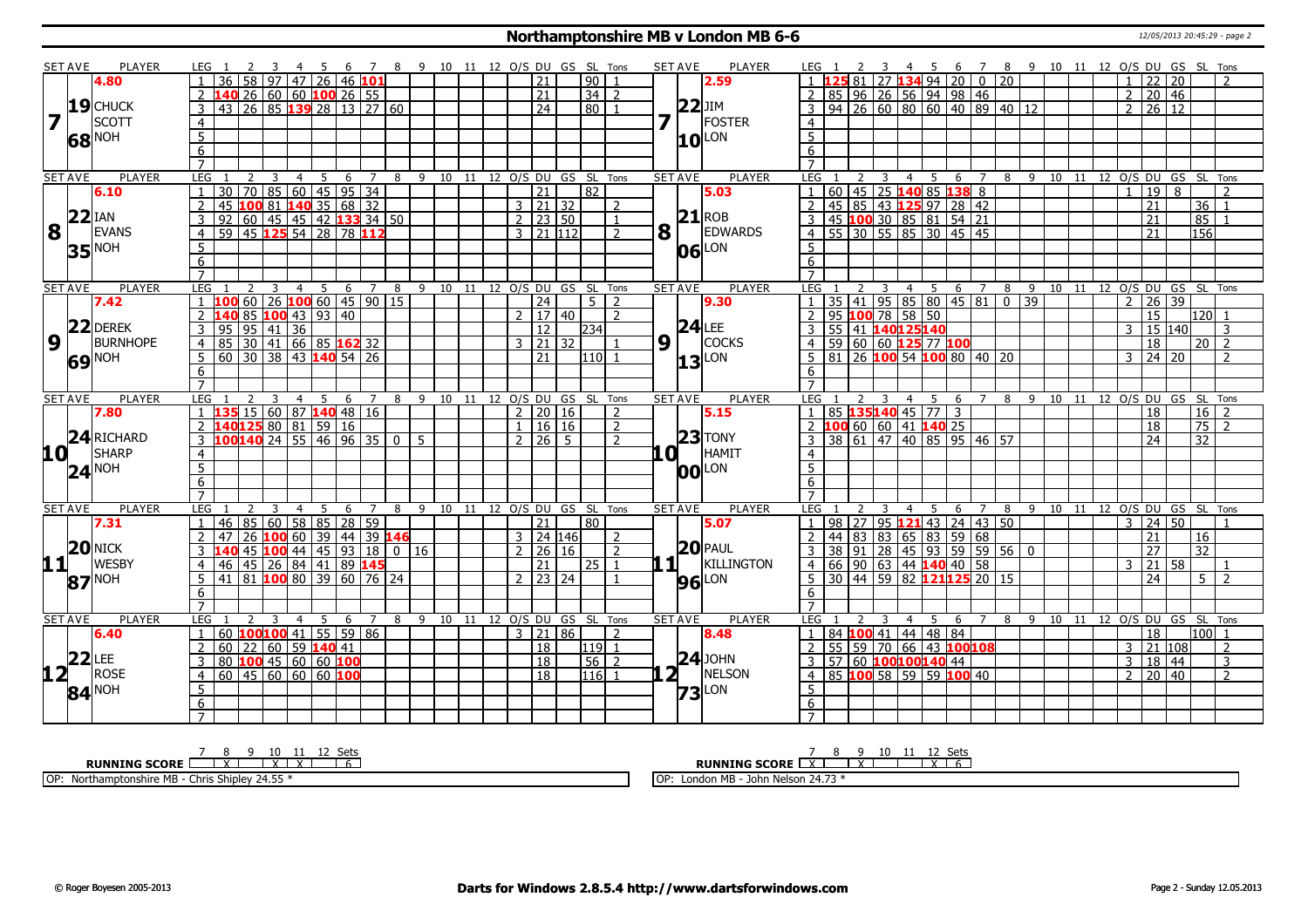# Northamptonshire MB v London MB 6-6

| SET AVE | PLAYER | LEG | 1 | 2 | 3 | 4 | 5 | 6 | 7 | 8 | 9 | 10 | 11 | 12 | O/S | DU | GS | SL | Tons | SET AVE | PLAYER | LEG | 1 | 2 | 3 | 4 | 5 | 6 | 7 | 8 | 9 | 10 | 11 | 12 | O/S | DU | GS | SL | Tons |
|---|---|---|---|---|---|---|---|---|---|---|---|---|---|---|---|---|---|---|---|---|---|---|---|---|---|---|---|---|---|---|---|---|---|---|---|---|---|---|---|
| 7 | 4.80 / 19 CHUCK SCOTT 68 NOH | 1 | 36 | 58 | 97 | 47 | 26 | 46 | 101 | | | | | | | 21 | | 90 | 1 | 7 | 2.59 / 22 JIM FOSTER 10 LON | 1 | 125 | 81 | 27 | 134 | 94 | 20 | 0 | 20 | | | | | 1 | 22 | 20 | | 2 |
| | | 2 | 140 | 26 | 60 | 60 | 100 | 26 | 55 | | | | | | | 21 | | 34 | 2 | | | 2 | 85 | 96 | 26 | 56 | 94 | 98 | 46 | | | | | | 2 | 20 | 46 | | |
| | | 3 | 43 | 26 | 85 | 139 | 28 | 13 | 27 | 60 | | | | | | 24 | | 80 | 1 | | | 3 | 94 | 26 | 60 | 80 | 60 | 40 | 89 | 40 | 12 | | | | 2 | 26 | 12 | | |
| 8 | 6.10 / 22 IAN EVANS 35 NOH | 1 | 30 | 70 | 85 | 60 | 45 | 95 | 34 | | | | | | | 21 | | 82 | | 8 | 5.03 / 21 ROB EDWARDS 06 LON | 1 | 60 | 45 | 25 | 140 | 85 | 138 | 8 | | | | | | 1 | 19 | 8 | | 2 |
| | | 2 | 45 | 100 | 81 | 140 | 35 | 68 | 32 | | | | | | 3 | 21 | 32 | | 2 | | | 2 | 45 | 85 | 43 | 125 | 97 | 28 | 42 | | | | | | | 21 | | 36 | 1 |
| | | 3 | 92 | 60 | 45 | 45 | 42 | 133 | 34 | 50 | | | | | 2 | 23 | 50 | | 1 | | | 3 | 45 | 100 | 30 | 85 | 81 | 54 | 21 | | | | | | | 21 | | 85 | 1 |
| | | 4 | 59 | 45 | 125 | 54 | 28 | 78 | 112 | | | | | | 3 | 21 | 112 | | 2 | | | 4 | 55 | 30 | 55 | 85 | 30 | 45 | 45 | | | | | | | 21 | | 156 | |
| 9 | 7.42 / 22 DEREK BURNHOPE 69 NOH | 1 | 100 | 60 | 26 | 100 | 60 | 45 | 90 | 15 | | | | | | 24 | | 5 | 2 | 9 | 9.30 / 24 LEE COCKS 13 LON | 1 | 35 | 41 | 95 | 85 | 80 | 45 | 81 | 0 | 39 | | | | 2 | 26 | 39 | | |
| | | 2 | 140 | 85 | 100 | 43 | 93 | 40 | | | | | | | 2 | 17 | 40 | | 2 | | | 2 | 95 | 100 | 78 | 58 | 50 | | | | | | | | | 15 | | 120 | 1 |
| | | 3 | 95 | 95 | 41 | 36 | | | | | | | | | | 12 | | 234 | | | | 3 | 55 | 41 | 140 | 125 | 140 | | | | | | | | 3 | 15 | 140 | | 3 |
| | | 4 | 85 | 30 | 41 | 66 | 85 | 162 | 32 | | | | | | 3 | 21 | 32 | | 1 | | | 4 | 59 | 60 | 60 | 125 | 77 | 100 | | | | | | | | 18 | | 20 | 2 |
| | | 5 | 60 | 30 | 38 | 43 | 140 | 54 | 26 | | | | | | | 21 | | 110 | 1 | | | 5 | 81 | 26 | 100 | 54 | 100 | 80 | 40 | 20 | | | | | 3 | 24 | 20 | | 2 |
| 10 | 7.80 / 24 RICHARD SHARP 24 NOH | 1 | 135 | 15 | 60 | 87 | 140 | 48 | 16 | | | | | | 2 | 20 | 16 | | 2 | 10 | 5.15 / 23 TONY HAMIT 00 LON | 1 | 85 | 135 | 140 | 45 | 77 | 3 | | | | | | | | 18 | | 16 | 2 |
| | | 2 | 140 | 125 | 80 | 81 | 59 | 16 | | | | | | | 1 | 16 | 16 | | 2 | | | 2 | 100 | 60 | 60 | 41 | 140 | 25 | | | | | | | | 18 | | 75 | 2 |
| | | 3 | 100 | 140 | 24 | 55 | 46 | 96 | 35 | 0 | 5 | | | | 2 | 26 | 5 | | 2 | | | 3 | 38 | 61 | 47 | 40 | 85 | 95 | 46 | 57 | | | | | | 24 | | 32 | |
| 11 | 7.31 / 20 NICK WESBY 87 NOH | 1 | 46 | 85 | 60 | 58 | 85 | 28 | 59 | | | | | | | 21 | | 80 | | 11 | 5.07 / 20 PAUL KILLINGTON 96 LON | 1 | 98 | 27 | 95 | 121 | 43 | 24 | 43 | 50 | | | | | 3 | 24 | 50 | | 1 |
| | | 2 | 47 | 26 | 100 | 60 | 39 | 44 | 39 | 146 | | | | | 3 | 24 | 146 | | 2 | | | 2 | 44 | 83 | 83 | 65 | 83 | 59 | 68 | | | | | | | 21 | | 16 | |
| | | 3 | 140 | 45 | 100 | 44 | 45 | 93 | 18 | 0 | 16 | | | | 2 | 26 | 16 | | 2 | | | 3 | 38 | 91 | 28 | 45 | 93 | 59 | 59 | 56 | 0 | | | | | 27 | | 32 | |
| | | 4 | 46 | 45 | 26 | 84 | 41 | 89 | 145 | | | | | | | 21 | | 25 | 1 | | | 4 | 66 | 90 | 63 | 44 | 140 | 40 | 58 | | | | | | 3 | 21 | 58 | | 1 |
| | | 5 | 41 | 81 | 100 | 80 | 39 | 60 | 76 | 24 | | | | | 2 | 23 | 24 | | 1 | | | 5 | 30 | 44 | 59 | 82 | 121 | 125 | 20 | 15 | | | | | | 24 | | 5 | 2 |
| 12 | 6.40 / 22 LEE ROSE 84 NOH | 1 | 60 | 100 | 100 | 41 | 55 | 59 | 86 | | | | | | 3 | 21 | 86 | | 2 | 12 | 8.48 / 24 JOHN NELSON 73 LON | 1 | 84 | 100 | 41 | 44 | 48 | 84 | | | | | | | | 18 | | 100 | 1 |
| | | 2 | 60 | 22 | 60 | 59 | 140 | 41 | | | | | | | | 18 | | 119 | 1 | | | 2 | 55 | 59 | 70 | 66 | 43 | 100 | 108 | | | | | | 3 | 21 | 108 | | 2 |
| | | 3 | 80 | 100 | 45 | 60 | 60 | 100 | | | | | | | | 18 | | 56 | 2 | | | 3 | 57 | 60 | 100 | 100 | 140 | 44 | | | | | | | 3 | 18 | 44 | | 3 |
| | | 4 | 60 | 45 | 60 | 60 | 60 | 100 | | | | | | | | 18 | | 116 | 1 | | | 4 | 85 | 100 | 58 | 59 | 59 | 100 | 40 | | | | | | 2 | 20 | 40 | | 2 |

| RUNNING SCORE | 7 | 8 | 9 | 10 | 11 | 12 | Sets |
|---|---|---|---|---|---|---|---|
| Northamptonshire MB | | X | | X | X | | 6 |
| London MB | X | | X | | | X | 6 |

OP: Northamptonshire MB - Chris Shipley 24.55 *

OP: London MB - John Nelson 24.73 *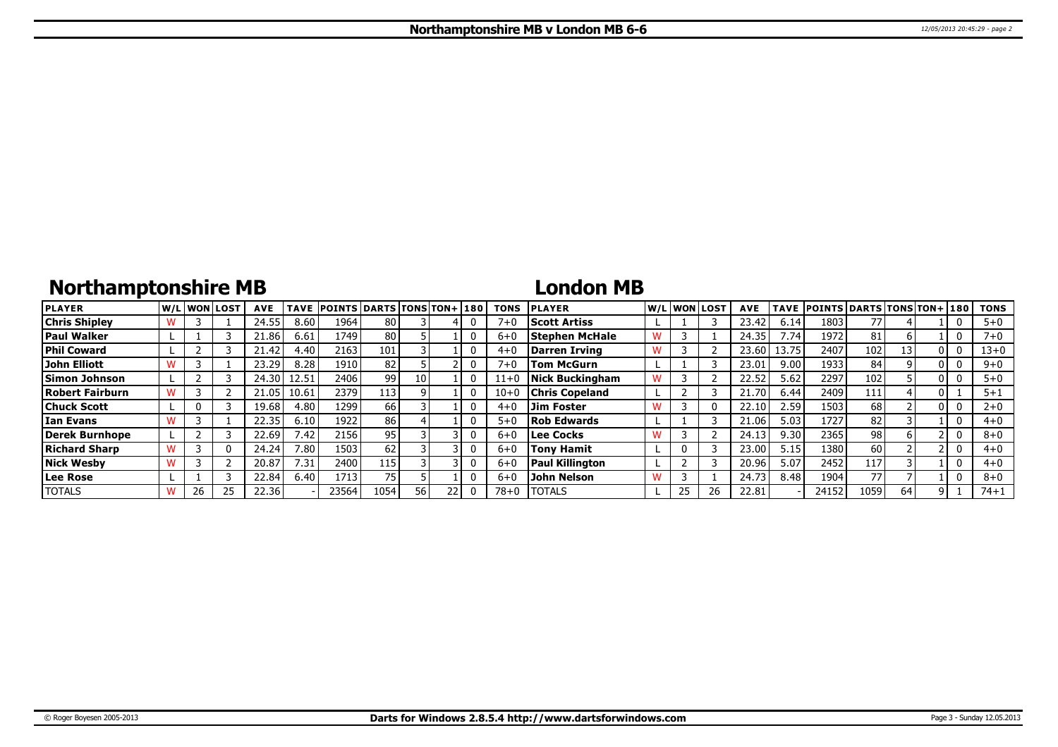# Northamptonshire MB v London MB 6-6

## Northamptonshire MB

| PLAYER | W/L | WON | LOST | AVE | TAVE | POINTS | DARTS | TONS | TON+ | 180 | TONS |
|---|---|---|---|---|---|---|---|---|---|---|---|
| Chris Shipley | W | 3 | 1 | 24.55 | 8.60 | 1964 | 80 | 3 | 4 | 0 | 7+0 |
| Paul Walker | L | 1 | 3 | 21.86 | 6.61 | 1749 | 80 | 5 | 1 | 0 | 6+0 |
| Phil Coward | L | 2 | 3 | 21.42 | 4.40 | 2163 | 101 | 3 | 1 | 0 | 4+0 |
| John Elliott | W | 3 | 1 | 23.29 | 8.28 | 1910 | 82 | 5 | 2 | 0 | 7+0 |
| Simon Johnson | L | 2 | 3 | 24.30 | 12.51 | 2406 | 99 | 10 | 1 | 0 | 11+0 |
| Robert Fairburn | W | 3 | 2 | 21.05 | 10.61 | 2379 | 113 | 9 | 1 | 0 | 10+0 |
| Chuck Scott | L | 0 | 3 | 19.68 | 4.80 | 1299 | 66 | 3 | 1 | 0 | 4+0 |
| Ian Evans | W | 3 | 1 | 22.35 | 6.10 | 1922 | 86 | 4 | 1 | 0 | 5+0 |
| Derek Burnhope | L | 2 | 3 | 22.69 | 7.42 | 2156 | 95 | 3 | 3 | 0 | 6+0 |
| Richard Sharp | W | 3 | 0 | 24.24 | 7.80 | 1503 | 62 | 3 | 3 | 0 | 6+0 |
| Nick Wesby | W | 3 | 2 | 20.87 | 7.31 | 2400 | 115 | 3 | 3 | 0 | 6+0 |
| Lee Rose | L | 1 | 3 | 22.84 | 6.40 | 1713 | 75 | 5 | 1 | 0 | 6+0 |
| TOTALS | W | 26 | 25 | 22.36 | - | 23564 | 1054 | 56 | 22 | 0 | 78+0 |

## London MB

| PLAYER | W/L | WON | LOST | AVE | TAVE | POINTS | DARTS | TONS | TON+ | 180 | TONS |
|---|---|---|---|---|---|---|---|---|---|---|---|
| Scott Artiss | L | 1 | 3 | 23.42 | 6.14 | 1803 | 77 | 4 | 1 | 0 | 5+0 |
| Stephen McHale | W | 3 | 1 | 24.35 | 7.74 | 1972 | 81 | 6 | 1 | 0 | 7+0 |
| Darren Irving | W | 3 | 2 | 23.60 | 13.75 | 2407 | 102 | 13 | 0 | 0 | 13+0 |
| Tom McGurn | L | 1 | 3 | 23.01 | 9.00 | 1933 | 84 | 9 | 0 | 0 | 9+0 |
| Nick Buckingham | W | 3 | 2 | 22.52 | 5.62 | 2297 | 102 | 5 | 0 | 0 | 5+0 |
| Chris Copeland | L | 2 | 3 | 21.70 | 6.44 | 2409 | 111 | 4 | 0 | 1 | 5+1 |
| Jim Foster | W | 3 | 0 | 22.10 | 2.59 | 1503 | 68 | 2 | 0 | 0 | 2+0 |
| Rob Edwards | L | 1 | 3 | 21.06 | 5.03 | 1727 | 82 | 3 | 1 | 0 | 4+0 |
| Lee Cocks | W | 3 | 2 | 24.13 | 9.30 | 2365 | 98 | 6 | 2 | 0 | 8+0 |
| Tony Hamit | L | 0 | 3 | 23.00 | 5.15 | 1380 | 60 | 2 | 2 | 0 | 4+0 |
| Paul Killington | L | 2 | 3 | 20.96 | 5.07 | 2452 | 117 | 3 | 1 | 0 | 4+0 |
| John Nelson | W | 3 | 1 | 24.73 | 8.48 | 1904 | 77 | 7 | 1 | 0 | 8+0 |
| TOTALS | L | 25 | 26 | 22.81 | - | 24152 | 1059 | 64 | 9 | 1 | 74+1 |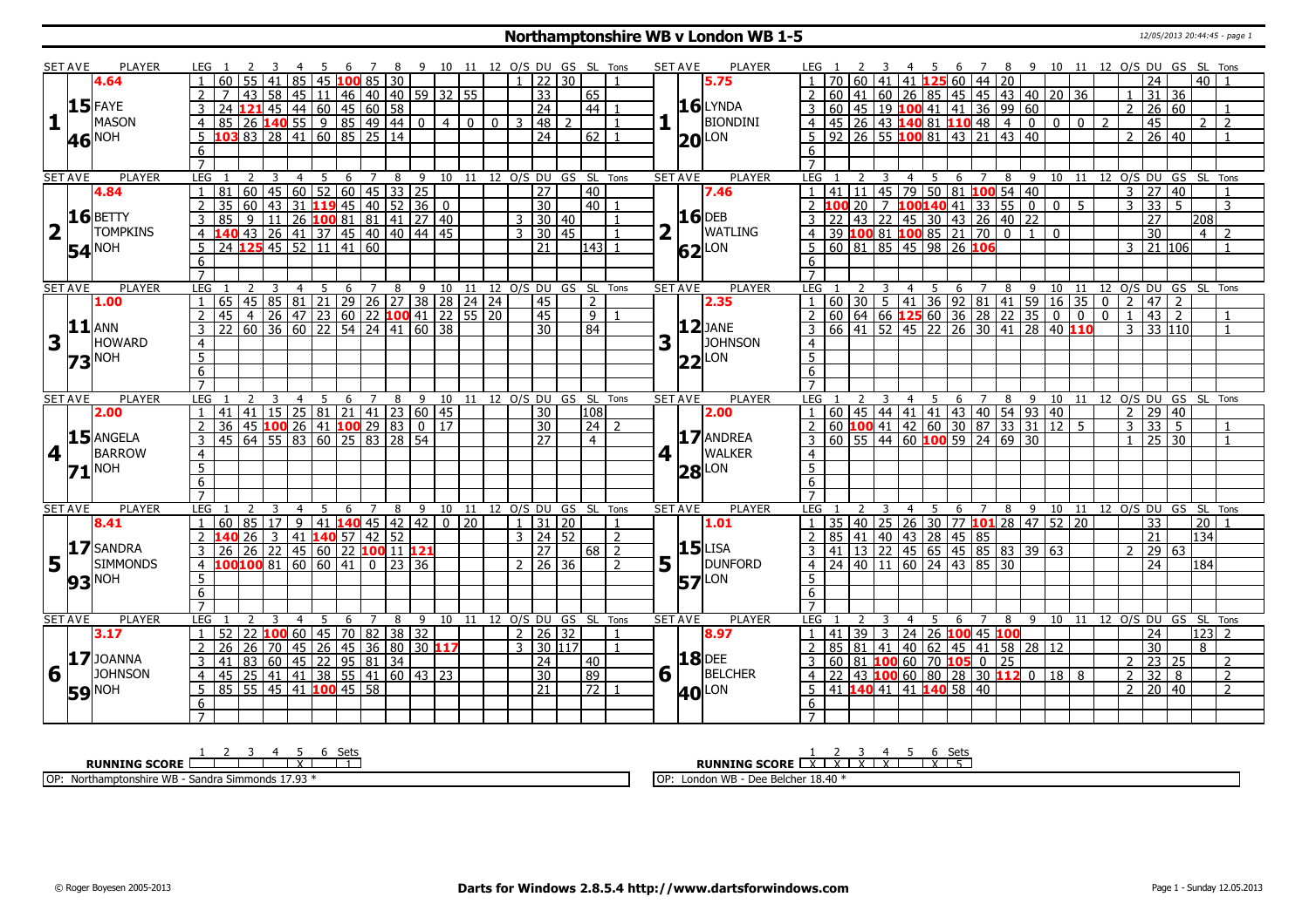# Northamptonshire WB v London WB 1-5

12/05/2013 20:44:45 - page 1

## Set 1

**FAYE MASON (NOH)** — SET AVE 4.64, 15.46

| LEG | 1 | 2 | 3 | 4 | 5 | 6 | 7 | 8 | 9 | 10 | 11 | 12 | O/S | DU | GS | SL | Tons |
|---|---|---|---|---|---|---|---|---|---|---|---|---|---|---|---|---|---|
| 1 | 60 | 55 | 41 | 85 | 45 | 100 | 85 | 30 | | | | | 1 | 22 | 30 | | 1 |
| 2 | 7 | 43 | 58 | 45 | 11 | 46 | 40 | 40 | 59 | 32 | 55 | | | 33 | | 65 | |
| 3 | 24 | 121 | 45 | 44 | 60 | 45 | 60 | 58 | | | | | | 24 | | 44 | 1 |
| 4 | 85 | 26 | 140 | 55 | 9 | 85 | 49 | 44 | 0 | 4 | 0 | 0 | 3 | 48 | 2 | | 1 |
| 5 | 103 | 83 | 28 | 41 | 60 | 85 | 25 | 14 | | | | | | 24 | | 62 | 1 |
| 6 | | | | | | | | | | | | | | | | | |
| 7 | | | | | | | | | | | | | | | | | |

**LYNDA BIONDINI (LON)** — SET AVE 5.75, 16.20

| LEG | 1 | 2 | 3 | 4 | 5 | 6 | 7 | 8 | 9 | 10 | 11 | 12 | O/S | DU | GS | SL | Tons |
|---|---|---|---|---|---|---|---|---|---|---|---|---|---|---|---|---|---|
| 1 | 70 | 60 | 41 | 41 | 125 | 60 | 44 | 20 | | | | | | 24 | | 40 | 1 |
| 2 | 60 | 41 | 60 | 26 | 85 | 45 | 45 | 43 | 40 | 20 | 36 | | 1 | 31 | 36 | | |
| 3 | 60 | 45 | 19 | 100 | 41 | 41 | 36 | 99 | 60 | | | | 2 | 26 | 60 | | 1 |
| 4 | 45 | 26 | 43 | 140 | 81 | 110 | 48 | 4 | 0 | 0 | 0 | 2 | | 45 | | 2 | 2 |
| 5 | 92 | 26 | 55 | 100 | 81 | 43 | 21 | 43 | 40 | | | | 2 | 26 | 40 | | 1 |
| 6 | | | | | | | | | | | | | | | | | |
| 7 | | | | | | | | | | | | | | | | | |

## Set 2

**BETTY TOMPKINS (NOH)** — SET AVE 4.84, 16.54

| LEG | 1 | 2 | 3 | 4 | 5 | 6 | 7 | 8 | 9 | 10 | 11 | 12 | O/S | DU | GS | SL | Tons |
|---|---|---|---|---|---|---|---|---|---|---|---|---|---|---|---|---|---|
| 1 | 81 | 60 | 45 | 60 | 52 | 60 | 45 | 33 | 25 | | | | | 27 | | 40 | |
| 2 | 35 | 60 | 43 | 31 | 119 | 45 | 40 | 52 | 36 | 0 | | | | 30 | | 40 | 1 |
| 3 | 85 | 9 | 11 | 26 | 100 | 81 | 81 | 41 | 27 | 40 | | | 3 | 30 | 40 | | 1 |
| 4 | 140 | 43 | 26 | 41 | 37 | 45 | 40 | 40 | 44 | 45 | | | 3 | 30 | 45 | | 1 |
| 5 | 24 | 125 | 45 | 52 | 11 | 41 | 60 | | | | | | | 21 | | 143 | 1 |
| 6 | | | | | | | | | | | | | | | | | |
| 7 | | | | | | | | | | | | | | | | | |

**DEB WATLING (LON)** — SET AVE 7.46, 16.62

| LEG | 1 | 2 | 3 | 4 | 5 | 6 | 7 | 8 | 9 | 10 | 11 | 12 | O/S | DU | GS | SL | Tons |
|---|---|---|---|---|---|---|---|---|---|---|---|---|---|---|---|---|---|
| 1 | 41 | 11 | 45 | 79 | 50 | 81 | 100 | 54 | 40 | | | | 3 | 27 | 40 | | 1 |
| 2 | 100 | 20 | 7 | 100 | 140 | 41 | 33 | 55 | 0 | 0 | 5 | | 3 | 33 | 5 | | 3 |
| 3 | 22 | 43 | 22 | 45 | 30 | 43 | 26 | 40 | 22 | | | | | 27 | | 208 | |
| 4 | 39 | 100 | 81 | 100 | 85 | 21 | 70 | 0 | 1 | 0 | | | | 30 | | 4 | 2 |
| 5 | 60 | 81 | 85 | 45 | 98 | 26 | 106 | | | | | | 3 | 21 | 106 | | 1 |
| 6 | | | | | | | | | | | | | | | | | |
| 7 | | | | | | | | | | | | | | | | | |

## Set 3

**ANN HOWARD (NOH)** — SET AVE 1.00, 11.73

| LEG | 1 | 2 | 3 | 4 | 5 | 6 | 7 | 8 | 9 | 10 | 11 | 12 | O/S | DU | GS | SL | Tons |
|---|---|---|---|---|---|---|---|---|---|---|---|---|---|---|---|---|---|
| 1 | 65 | 45 | 85 | 81 | 21 | 29 | 26 | 27 | 38 | 28 | 24 | 24 | | 45 | | 2 | |
| 2 | 45 | 4 | 26 | 47 | 23 | 60 | 22 | 100 | 41 | 22 | 55 | 20 | | 45 | | 9 | 1 |
| 3 | 22 | 60 | 36 | 60 | 22 | 54 | 24 | 41 | 60 | 38 | | | | 30 | | 84 | |
| 4 | | | | | | | | | | | | | | | | | |
| 5 | | | | | | | | | | | | | | | | | |
| 6 | | | | | | | | | | | | | | | | | |
| 7 | | | | | | | | | | | | | | | | | |

**JANE JOHNSON (LON)** — SET AVE 2.35, 12.22

| LEG | 1 | 2 | 3 | 4 | 5 | 6 | 7 | 8 | 9 | 10 | 11 | 12 | O/S | DU | GS | SL | Tons |
|---|---|---|---|---|---|---|---|---|---|---|---|---|---|---|---|---|---|
| 1 | 60 | 30 | 5 | 41 | 36 | 92 | 81 | 41 | 59 | 16 | 35 | 0 | 2 | 47 | 2 | | |
| 2 | 60 | 64 | 66 | 125 | 60 | 36 | 28 | 22 | 35 | 0 | 0 | 0 | 1 | 43 | 2 | | 1 |
| 3 | 66 | 41 | 52 | 45 | 22 | 26 | 30 | 41 | 28 | 40 | 110 | | 3 | 33 | 110 | | 1 |
| 4 | | | | | | | | | | | | | | | | | |
| 5 | | | | | | | | | | | | | | | | | |
| 6 | | | | | | | | | | | | | | | | | |
| 7 | | | | | | | | | | | | | | | | | |

## Set 4

**ANGELA BARROW (NOH)** — SET AVE 2.00, 15.71

| LEG | 1 | 2 | 3 | 4 | 5 | 6 | 7 | 8 | 9 | 10 | 11 | 12 | O/S | DU | GS | SL | Tons |
|---|---|---|---|---|---|---|---|---|---|---|---|---|---|---|---|---|---|
| 1 | 41 | 41 | 15 | 25 | 81 | 21 | 41 | 23 | 60 | 45 | | | | 30 | | 108 | |
| 2 | 36 | 45 | 100 | 26 | 41 | 100 | 29 | 83 | 0 | 17 | | | | 30 | | 24 | 2 |
| 3 | 45 | 64 | 55 | 83 | 60 | 25 | 83 | 28 | 54 | | | | | 27 | | 4 | |
| 4 | | | | | | | | | | | | | | | | | |
| 5 | | | | | | | | | | | | | | | | | |
| 6 | | | | | | | | | | | | | | | | | |
| 7 | | | | | | | | | | | | | | | | | |

**ANDREA WALKER (LON)** — SET AVE 2.00, 17.28

| LEG | 1 | 2 | 3 | 4 | 5 | 6 | 7 | 8 | 9 | 10 | 11 | 12 | O/S | DU | GS | SL | Tons |
|---|---|---|---|---|---|---|---|---|---|---|---|---|---|---|---|---|---|
| 1 | 60 | 45 | 44 | 41 | 41 | 43 | 40 | 54 | 93 | 40 | | | 2 | 29 | 40 | | |
| 2 | 60 | 100 | 41 | 42 | 60 | 30 | 87 | 33 | 31 | 12 | 5 | | 3 | 33 | 5 | | 1 |
| 3 | 60 | 55 | 44 | 60 | 100 | 59 | 24 | 69 | 30 | | | | 1 | 25 | 30 | | 1 |
| 4 | | | | | | | | | | | | | | | | | |
| 5 | | | | | | | | | | | | | | | | | |
| 6 | | | | | | | | | | | | | | | | | |
| 7 | | | | | | | | | | | | | | | | | |

## Set 5

**SANDRA SIMMONDS (NOH)** — SET AVE 8.41, 17.93

| LEG | 1 | 2 | 3 | 4 | 5 | 6 | 7 | 8 | 9 | 10 | 11 | 12 | O/S | DU | GS | SL | Tons |
|---|---|---|---|---|---|---|---|---|---|---|---|---|---|---|---|---|---|
| 1 | 60 | 85 | 17 | 9 | 41 | 140 | 45 | 42 | 42 | 0 | 20 | | 1 | 31 | 20 | | 1 |
| 2 | 140 | 26 | 3 | 41 | 140 | 57 | 42 | 52 | | | | | 3 | 24 | 52 | | 2 |
| 3 | 26 | 26 | 22 | 45 | 60 | 22 | 100 | 11 | 121 | | | | | 27 | | 68 | 2 |
| 4 | 100 | 100 | 81 | 60 | 60 | 41 | 0 | 23 | 36 | | | | 2 | 26 | 36 | | 2 |
| 5 | | | | | | | | | | | | | | | | | |
| 6 | | | | | | | | | | | | | | | | | |
| 7 | | | | | | | | | | | | | | | | | |

**LISA DUNFORD (LON)** — SET AVE 1.01, 15.57

| LEG | 1 | 2 | 3 | 4 | 5 | 6 | 7 | 8 | 9 | 10 | 11 | 12 | O/S | DU | GS | SL | Tons |
|---|---|---|---|---|---|---|---|---|---|---|---|---|---|---|---|---|---|
| 1 | 35 | 40 | 25 | 26 | 30 | 77 | 101 | 28 | 47 | 52 | 20 | | | 33 | | 20 | 1 |
| 2 | 85 | 41 | 40 | 43 | 28 | 45 | 85 | | | | | | | 21 | | 134 | |
| 3 | 41 | 13 | 22 | 45 | 65 | 45 | 85 | 83 | 39 | 63 | | | 2 | 29 | 63 | | |
| 4 | 24 | 40 | 11 | 60 | 24 | 43 | 85 | 30 | | | | | | 24 | | 184 | |
| 5 | | | | | | | | | | | | | | | | | |
| 6 | | | | | | | | | | | | | | | | | |
| 7 | | | | | | | | | | | | | | | | | |

## Set 6

**JOANNA JOHNSON (NOH)** — SET AVE 3.17, 17.59

| LEG | 1 | 2 | 3 | 4 | 5 | 6 | 7 | 8 | 9 | 10 | 11 | 12 | O/S | DU | GS | SL | Tons |
|---|---|---|---|---|---|---|---|---|---|---|---|---|---|---|---|---|---|
| 1 | 52 | 22 | 100 | 60 | 45 | 70 | 82 | 38 | 32 | | | | 2 | 26 | 32 | | 1 |
| 2 | 26 | 26 | 70 | 45 | 26 | 45 | 36 | 80 | 30 | 117 | | | 3 | 30 | 117 | | 1 |
| 3 | 41 | 83 | 60 | 45 | 22 | 95 | 81 | 34 | | | | | | 24 | | 40 | |
| 4 | 45 | 25 | 41 | 41 | 38 | 55 | 41 | 60 | 43 | 23 | | | | 30 | | 89 | |
| 5 | 85 | 55 | 45 | 41 | 100 | 45 | 58 | | | | | | | 21 | | 72 | 1 |
| 6 | | | | | | | | | | | | | | | | | |
| 7 | | | | | | | | | | | | | | | | | |

**DEE BELCHER (LON)** — SET AVE 8.97, 18.40

| LEG | 1 | 2 | 3 | 4 | 5 | 6 | 7 | 8 | 9 | 10 | 11 | 12 | O/S | DU | GS | SL | Tons |
|---|---|---|---|---|---|---|---|---|---|---|---|---|---|---|---|---|---|
| 1 | 41 | 39 | 3 | 24 | 26 | 100 | 45 | 100 | | | | | | 24 | | 123 | 2 |
| 2 | 85 | 81 | 41 | 40 | 62 | 45 | 41 | 58 | 28 | 12 | | | | 30 | | 8 | |
| 3 | 60 | 81 | 100 | 60 | 70 | 105 | 0 | 25 | | | | | 2 | 23 | 25 | | 2 |
| 4 | 22 | 43 | 100 | 60 | 80 | 28 | 30 | 112 | 0 | 18 | 8 | | 2 | 32 | 8 | | 2 |
| 5 | 41 | 140 | 41 | 41 | 140 | 58 | 40 | | | | | | 2 | 20 | 40 | | 2 |
| 6 | | | | | | | | | | | | | | | | | |
| 7 | | | | | | | | | | | | | | | | | |

**RUNNING SCORE (Northamptonshire WB)**

| 1 | 2 | 3 | 4 | 5 | 6 | Sets |
|---|---|---|---|---|---|---|
| | | | | X | | 1 |

**RUNNING SCORE (London WB)**

| 1 | 2 | 3 | 4 | 5 | 6 | Sets |
|---|---|---|---|---|---|---|
| X | X | X | X | | X | 5 |

OP: Northamptonshire WB - Sandra Simmonds 17.93 *

OP: London WB - Dee Belcher 18.40 *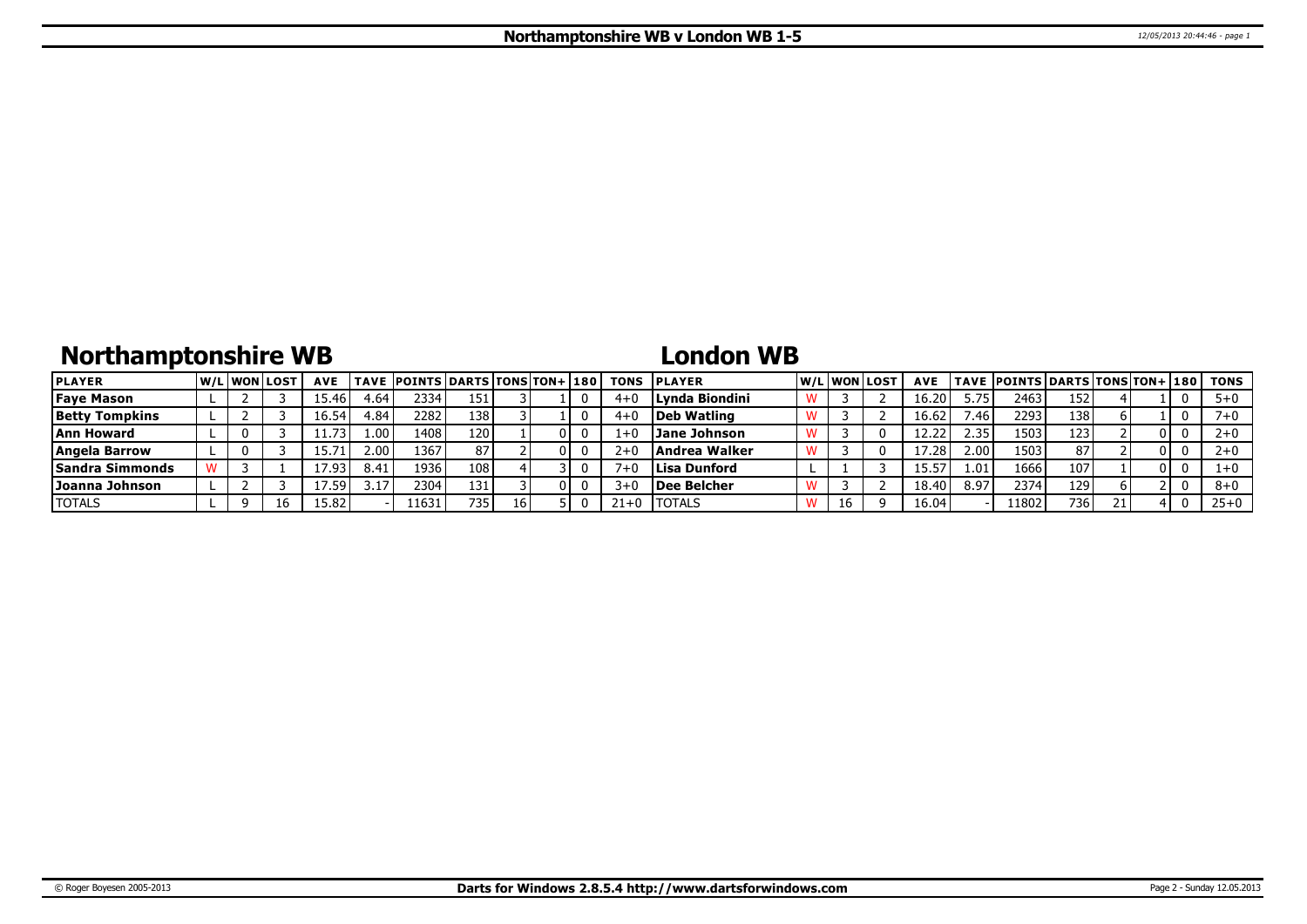# Northamptonshire WB v London WB 1-5

## Northamptonshire WB

## London WB

| PLAYER | W/L | WON | LOST | AVE | TAVE | POINTS | DARTS | TONS | TON+ | 180 | TONS | PLAYER | W/L | WON | LOST | AVE | TAVE | POINTS | DARTS | TONS | TON+ | 180 | TONS |
|---|---|---|---|---|---|---|---|---|---|---|---|---|---|---|---|---|---|---|---|---|---|---|---|
| **Faye Mason** | L | 2 | 3 | 15.46 | 4.64 | 2334 | 151 | 3 | 1 | 0 | 4+0 | **Lynda Biondini** | W | 3 | 2 | 16.20 | 5.75 | 2463 | 152 | 4 | 1 | 0 | 5+0 |
| **Betty Tompkins** | L | 2 | 3 | 16.54 | 4.84 | 2282 | 138 | 3 | 1 | 0 | 4+0 | **Deb Watling** | W | 3 | 2 | 16.62 | 7.46 | 2293 | 138 | 6 | 1 | 0 | 7+0 |
| **Ann Howard** | L | 0 | 3 | 11.73 | 1.00 | 1408 | 120 | 1 | 0 | 0 | 1+0 | **Jane Johnson** | W | 3 | 0 | 12.22 | 2.35 | 1503 | 123 | 2 | 0 | 0 | 2+0 |
| **Angela Barrow** | L | 0 | 3 | 15.71 | 2.00 | 1367 | 87 | 2 | 0 | 0 | 2+0 | **Andrea Walker** | W | 3 | 0 | 17.28 | 2.00 | 1503 | 87 | 2 | 0 | 0 | 2+0 |
| **Sandra Simmonds** | W | 3 | 1 | 17.93 | 8.41 | 1936 | 108 | 4 | 3 | 0 | 7+0 | **Lisa Dunford** | L | 1 | 3 | 15.57 | 1.01 | 1666 | 107 | 1 | 0 | 0 | 1+0 |
| **Joanna Johnson** | L | 2 | 3 | 17.59 | 3.17 | 2304 | 131 | 3 | 0 | 0 | 3+0 | **Dee Belcher** | W | 3 | 2 | 18.40 | 8.97 | 2374 | 129 | 6 | 2 | 0 | 8+0 |
| TOTALS | L | 9 | 16 | 15.82 | - | 11631 | 735 | 16 | 5 | 0 | 21+0 | TOTALS | W | 16 | 9 | 16.04 | - | 11802 | 736 | 21 | 4 | 0 | 25+0 |